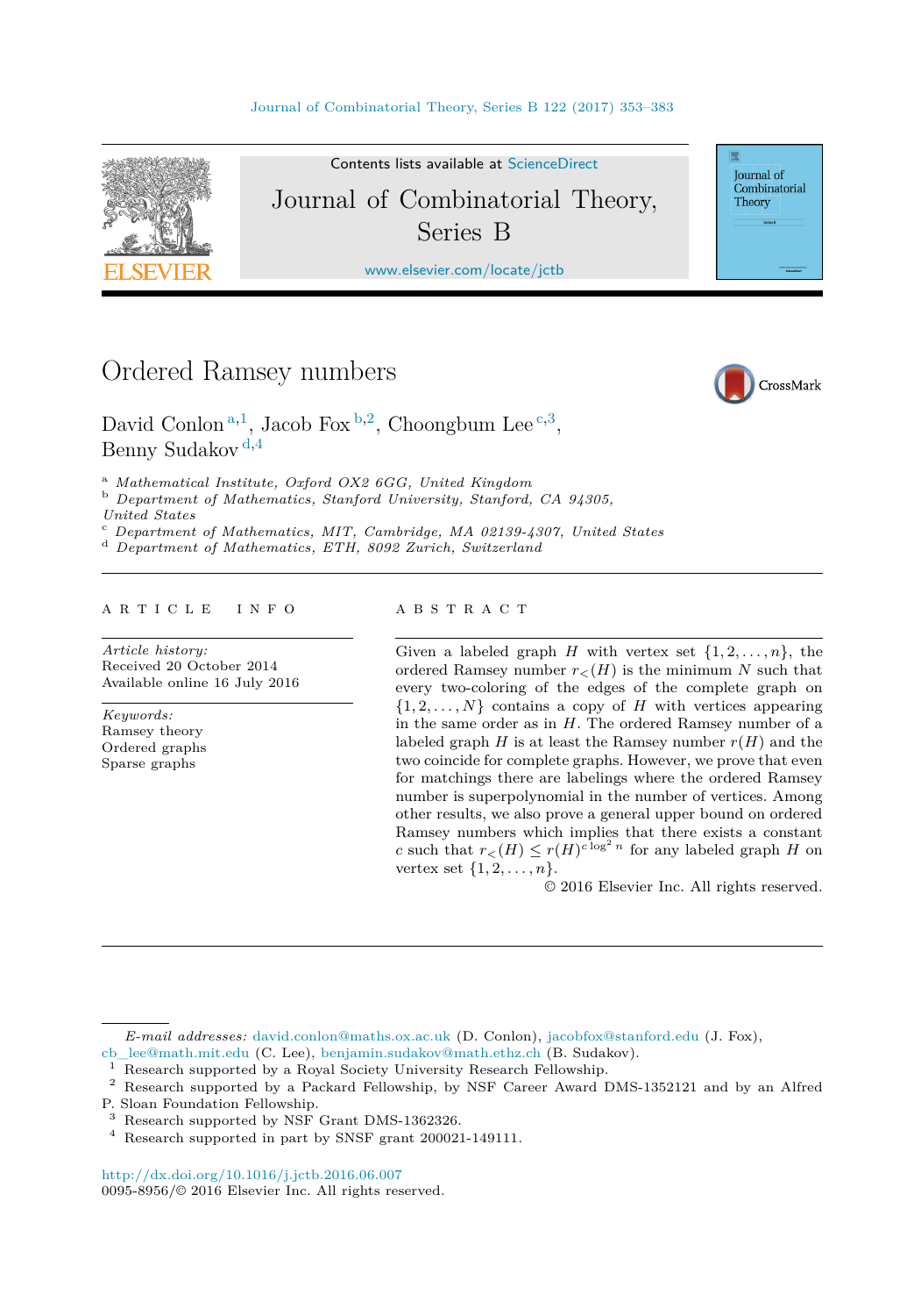Contents lists available at ScienceDirect

# Journal of Combinatorial Theory, Series B

www.elsevier.com/locate/jctb

# Ordered Ramsey numbers

David Conlon [a,1], Jacob Fox [b,2], Choongbum Lee [c,3], Benny Sudakov [d,4]

[a] *Mathematical Institute, Oxford OX2 6GG, United Kingdom*
[b] *Department of Mathematics, Stanford University, Stanford, CA 94305, United States*
[c] *Department of Mathematics, MIT, Cambridge, MA 02139-4307, United States*
[d] *Department of Mathematics, ETH, 8092 Zurich, Switzerland*

## ARTICLE INFO

*Article history:*
Received 20 October 2014
Available online 16 July 2016

*Keywords:*
Ramsey theory
Ordered graphs
Sparse graphs

## ABSTRACT

Given a labeled graph $H$ with vertex set $\{1, 2, \ldots, n\}$, the ordered Ramsey number $r_<(H)$ is the minimum $N$ such that every two-coloring of the edges of the complete graph on $\{1, 2, \ldots, N\}$ contains a copy of $H$ with vertices appearing in the same order as in $H$. The ordered Ramsey number of a labeled graph $H$ is at least the Ramsey number $r(H)$ and the two coincide for complete graphs. However, we prove that even for matchings there are labelings where the ordered Ramsey number is superpolynomial in the number of vertices. Among other results, we also prove a general upper bound on ordered Ramsey numbers which implies that there exists a constant $c$ such that $r_<(H) \leq r(H)^{c \log^2 n}$ for any labeled graph $H$ on vertex set $\{1, 2, \ldots, n\}$.

© 2016 Elsevier Inc. All rights reserved.

---

*E-mail addresses:* david.conlon@maths.ox.ac.uk (D. Conlon), jacobfox@stanford.edu (J. Fox), cb_lee@math.mit.edu (C. Lee), benjamin.sudakov@math.ethz.ch (B. Sudakov).

[1] Research supported by a Royal Society University Research Fellowship.

[2] Research supported by a Packard Fellowship, by NSF Career Award DMS-1352121 and by an Alfred P. Sloan Foundation Fellowship.

[3] Research supported by NSF Grant DMS-1362326.

[4] Research supported in part by SNSF grant 200021-149111.

http://dx.doi.org/10.1016/j.jctb.2016.06.007
0095-8956/© 2016 Elsevier Inc. All rights reserved.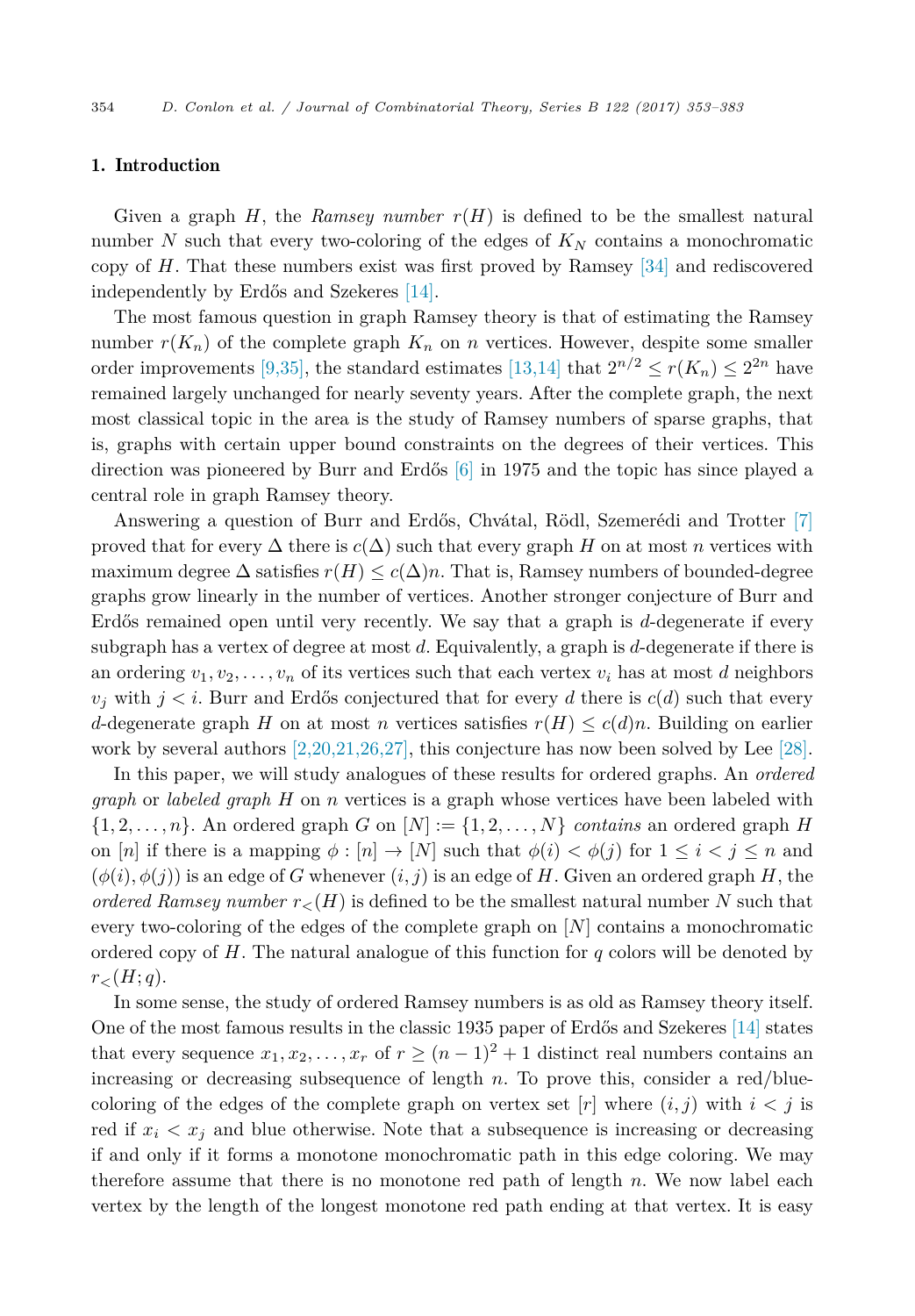## 1. Introduction

Given a graph $H$, the *Ramsey number* $r(H)$ is defined to be the smallest natural number $N$ such that every two-coloring of the edges of $K_N$ contains a monochromatic copy of $H$. That these numbers exist was first proved by Ramsey [34] and rediscovered independently by Erdős and Szekeres [14].

The most famous question in graph Ramsey theory is that of estimating the Ramsey number $r(K_n)$ of the complete graph $K_n$ on $n$ vertices. However, despite some smaller order improvements [9,35], the standard estimates [13,14] that $2^{n/2} \leq r(K_n) \leq 2^{2n}$ have remained largely unchanged for nearly seventy years. After the complete graph, the next most classical topic in the area is the study of Ramsey numbers of sparse graphs, that is, graphs with certain upper bound constraints on the degrees of their vertices. This direction was pioneered by Burr and Erdős [6] in 1975 and the topic has since played a central role in graph Ramsey theory.

Answering a question of Burr and Erdős, Chvátal, Rödl, Szemerédi and Trotter [7] proved that for every $\Delta$ there is $c(\Delta)$ such that every graph $H$ on at most $n$ vertices with maximum degree $\Delta$ satisfies $r(H) \leq c(\Delta)n$. That is, Ramsey numbers of bounded-degree graphs grow linearly in the number of vertices. Another stronger conjecture of Burr and Erdős remained open until very recently. We say that a graph is $d$-degenerate if every subgraph has a vertex of degree at most $d$. Equivalently, a graph is $d$-degenerate if there is an ordering $v_1, v_2, \ldots, v_n$ of its vertices such that each vertex $v_i$ has at most $d$ neighbors $v_j$ with $j < i$. Burr and Erdős conjectured that for every $d$ there is $c(d)$ such that every $d$-degenerate graph $H$ on at most $n$ vertices satisfies $r(H) \leq c(d)n$. Building on earlier work by several authors [2,20,21,26,27], this conjecture has now been solved by Lee [28].

In this paper, we will study analogues of these results for ordered graphs. An *ordered graph* or *labeled graph* $H$ on $n$ vertices is a graph whose vertices have been labeled with $\{1, 2, \ldots, n\}$. An ordered graph $G$ on $[N] := \{1, 2, \ldots, N\}$ *contains* an ordered graph $H$ on $[n]$ if there is a mapping $\phi : [n] \to [N]$ such that $\phi(i) < \phi(j)$ for $1 \leq i < j \leq n$ and $(\phi(i), \phi(j))$ is an edge of $G$ whenever $(i, j)$ is an edge of $H$. Given an ordered graph $H$, the *ordered Ramsey number* $r_<(H)$ is defined to be the smallest natural number $N$ such that every two-coloring of the edges of the complete graph on $[N]$ contains a monochromatic ordered copy of $H$. The natural analogue of this function for $q$ colors will be denoted by $r_<(H; q)$.

In some sense, the study of ordered Ramsey numbers is as old as Ramsey theory itself. One of the most famous results in the classic 1935 paper of Erdős and Szekeres [14] states that every sequence $x_1, x_2, \ldots, x_r$ of $r \geq (n-1)^2 + 1$ distinct real numbers contains an increasing or decreasing subsequence of length $n$. To prove this, consider a red/blue-coloring of the edges of the complete graph on vertex set $[r]$ where $(i, j)$ with $i < j$ is red if $x_i < x_j$ and blue otherwise. Note that a subsequence is increasing or decreasing if and only if it forms a monotone monochromatic path in this edge coloring. We may therefore assume that there is no monotone red path of length $n$. We now label each vertex by the length of the longest monotone red path ending at that vertex. It is easy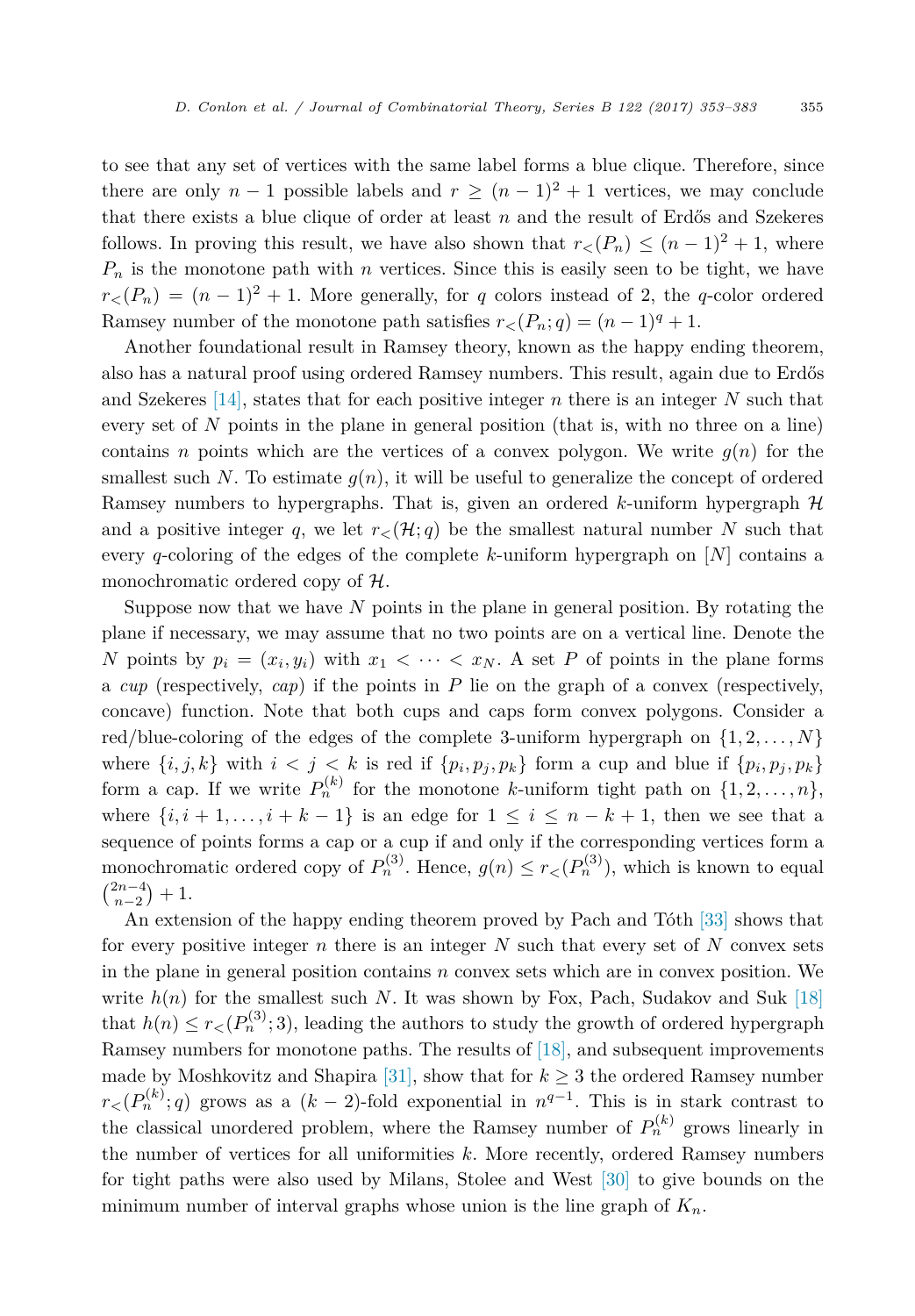to see that any set of vertices with the same label forms a blue clique. Therefore, since there are only $n-1$ possible labels and $r \geq (n-1)^2+1$ vertices, we may conclude that there exists a blue clique of order at least $n$ and the result of Erdős and Szekeres follows. In proving this result, we have also shown that $r_<(P_n) \leq (n-1)^2+1$, where $P_n$ is the monotone path with $n$ vertices. Since this is easily seen to be tight, we have $r_<(P_n) = (n-1)^2+1$. More generally, for $q$ colors instead of 2, the $q$-color ordered Ramsey number of the monotone path satisfies $r_<(P_n; q) = (n-1)^q + 1$.

Another foundational result in Ramsey theory, known as the happy ending theorem, also has a natural proof using ordered Ramsey numbers. This result, again due to Erdős and Szekeres [14], states that for each positive integer $n$ there is an integer $N$ such that every set of $N$ points in the plane in general position (that is, with no three on a line) contains $n$ points which are the vertices of a convex polygon. We write $g(n)$ for the smallest such $N$. To estimate $g(n)$, it will be useful to generalize the concept of ordered Ramsey numbers to hypergraphs. That is, given an ordered $k$-uniform hypergraph $\mathcal{H}$ and a positive integer $q$, we let $r_<(\mathcal{H}; q)$ be the smallest natural number $N$ such that every $q$-coloring of the edges of the complete $k$-uniform hypergraph on $[N]$ contains a monochromatic ordered copy of $\mathcal{H}$.

Suppose now that we have $N$ points in the plane in general position. By rotating the plane if necessary, we may assume that no two points are on a vertical line. Denote the $N$ points by $p_i = (x_i, y_i)$ with $x_1 < \cdots < x_N$. A set $P$ of points in the plane forms a *cup* (respectively, *cap*) if the points in $P$ lie on the graph of a convex (respectively, concave) function. Note that both cups and caps form convex polygons. Consider a red/blue-coloring of the edges of the complete 3-uniform hypergraph on $\{1, 2, \ldots, N\}$ where $\{i, j, k\}$ with $i < j < k$ is red if $\{p_i, p_j, p_k\}$ form a cup and blue if $\{p_i, p_j, p_k\}$ form a cap. If we write $P_n^{(k)}$ for the monotone $k$-uniform tight path on $\{1, 2, \ldots, n\}$, where $\{i, i+1, \ldots, i+k-1\}$ is an edge for $1 \leq i \leq n-k+1$, then we see that a sequence of points forms a cap or a cup if and only if the corresponding vertices form a monochromatic ordered copy of $P_n^{(3)}$. Hence, $g(n) \leq r_<(P_n^{(3)})$, which is known to equal $\binom{2n-4}{n-2} + 1$.

An extension of the happy ending theorem proved by Pach and Tóth [33] shows that for every positive integer $n$ there is an integer $N$ such that every set of $N$ convex sets in the plane in general position contains $n$ convex sets which are in convex position. We write $h(n)$ for the smallest such $N$. It was shown by Fox, Pach, Sudakov and Suk [18] that $h(n) \leq r_<(P_n^{(3)}; 3)$, leading the authors to study the growth of ordered hypergraph Ramsey numbers for monotone paths. The results of [18], and subsequent improvements made by Moshkovitz and Shapira [31], show that for $k \geq 3$ the ordered Ramsey number $r_<(P_n^{(k)}; q)$ grows as a $(k-2)$-fold exponential in $n^{q-1}$. This is in stark contrast to the classical unordered problem, where the Ramsey number of $P_n^{(k)}$ grows linearly in the number of vertices for all uniformities $k$. More recently, ordered Ramsey numbers for tight paths were also used by Milans, Stolee and West [30] to give bounds on the minimum number of interval graphs whose union is the line graph of $K_n$.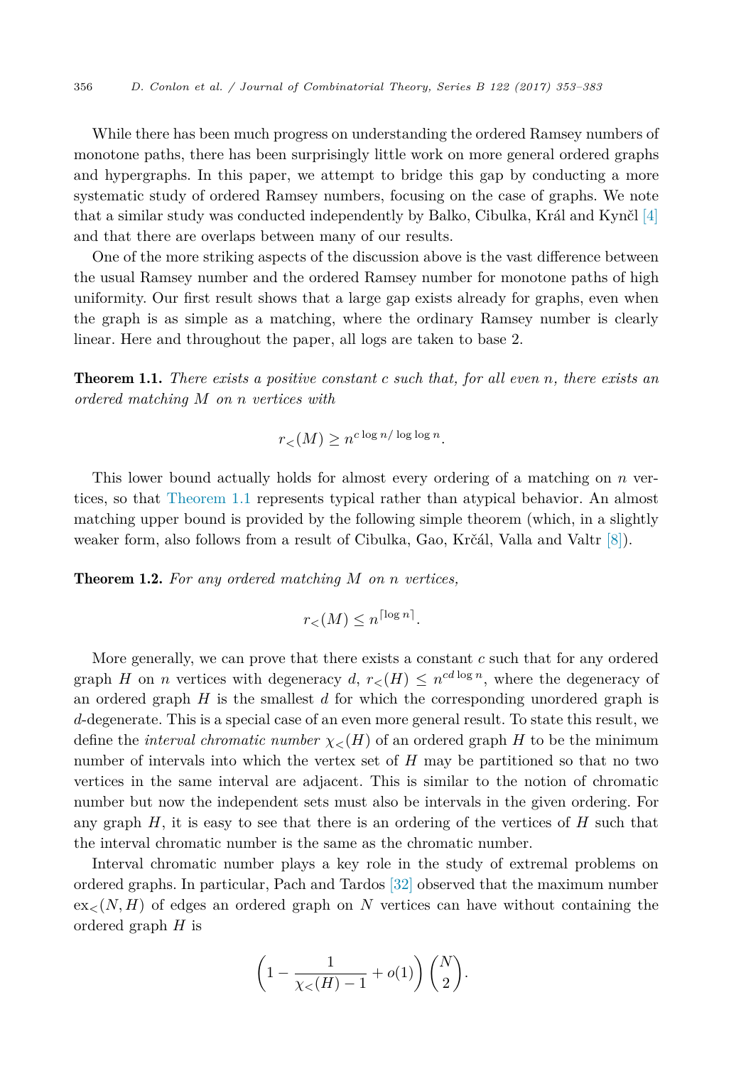While there has been much progress on understanding the ordered Ramsey numbers of monotone paths, there has been surprisingly little work on more general ordered graphs and hypergraphs. In this paper, we attempt to bridge this gap by conducting a more systematic study of ordered Ramsey numbers, focusing on the case of graphs. We note that a similar study was conducted independently by Balko, Cibulka, Král and Kynčl [4] and that there are overlaps between many of our results.

One of the more striking aspects of the discussion above is the vast difference between the usual Ramsey number and the ordered Ramsey number for monotone paths of high uniformity. Our first result shows that a large gap exists already for graphs, even when the graph is as simple as a matching, where the ordinary Ramsey number is clearly linear. Here and throughout the paper, all logs are taken to base 2.

**Theorem 1.1.** *There exists a positive constant $c$ such that, for all even $n$, there exists an ordered matching $M$ on $n$ vertices with*

$$r_<(M) \geq n^{c \log n / \log \log n}.$$

This lower bound actually holds for almost every ordering of a matching on $n$ vertices, so that Theorem 1.1 represents typical rather than atypical behavior. An almost matching upper bound is provided by the following simple theorem (which, in a slightly weaker form, also follows from a result of Cibulka, Gao, Krčál, Valla and Valtr [8]).

**Theorem 1.2.** *For any ordered matching $M$ on $n$ vertices,*

$$r_<(M) \leq n^{\lceil \log n \rceil}.$$

More generally, we can prove that there exists a constant $c$ such that for any ordered graph $H$ on $n$ vertices with degeneracy $d$, $r_<(H) \leq n^{cd \log n}$, where the degeneracy of an ordered graph $H$ is the smallest $d$ for which the corresponding unordered graph is $d$-degenerate. This is a special case of an even more general result. To state this result, we define the *interval chromatic number* $\chi_<(H)$ of an ordered graph $H$ to be the minimum number of intervals into which the vertex set of $H$ may be partitioned so that no two vertices in the same interval are adjacent. This is similar to the notion of chromatic number but now the independent sets must also be intervals in the given ordering. For any graph $H$, it is easy to see that there is an ordering of the vertices of $H$ such that the interval chromatic number is the same as the chromatic number.

Interval chromatic number plays a key role in the study of extremal problems on ordered graphs. In particular, Pach and Tardos [32] observed that the maximum number $\text{ex}_<(N, H)$ of edges an ordered graph on $N$ vertices can have without containing the ordered graph $H$ is

$$\left(1 - \frac{1}{\chi_<(H) - 1} + o(1)\right)\binom{N}{2}.$$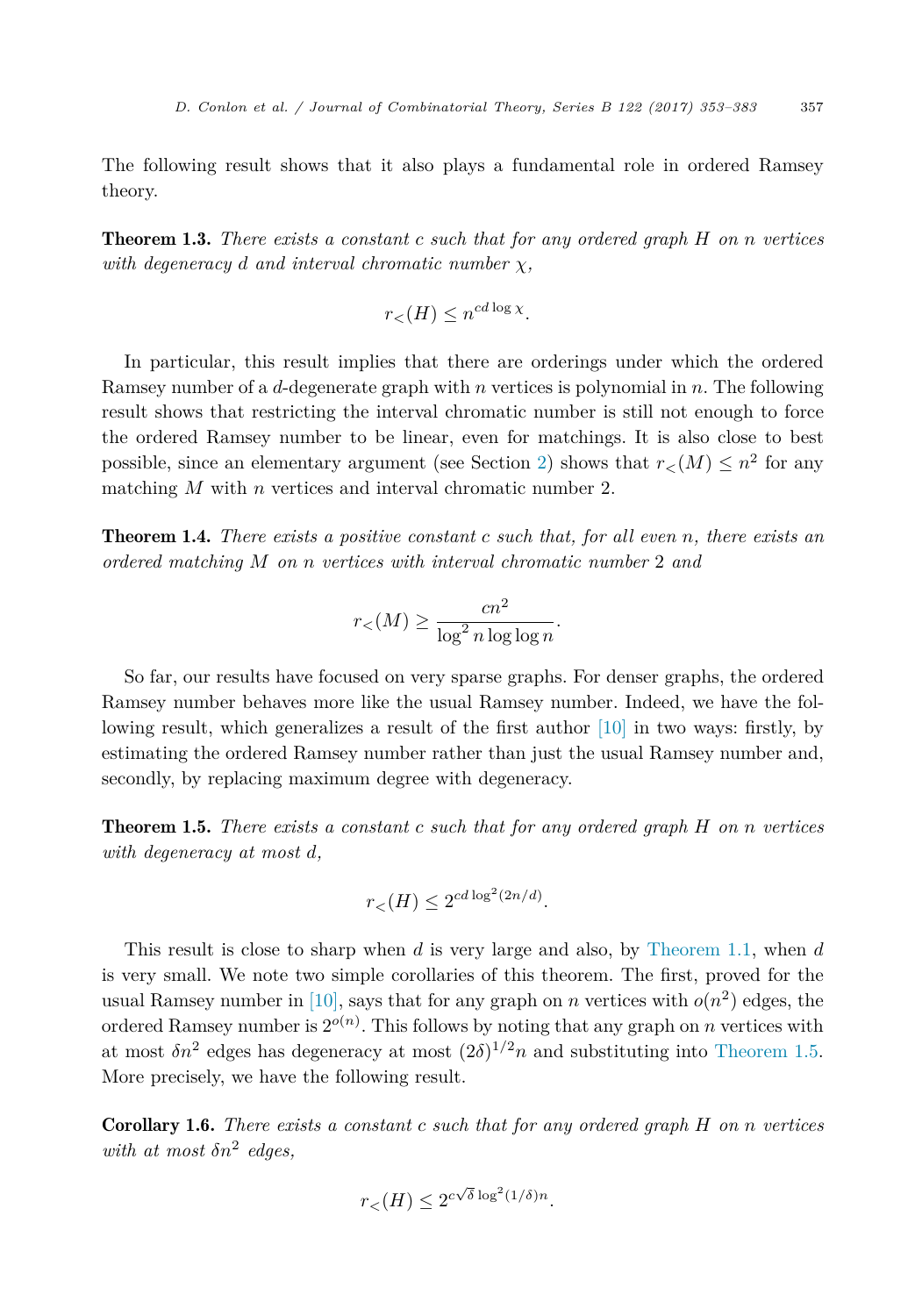The following result shows that it also plays a fundamental role in ordered Ramsey theory.

**Theorem 1.3.** *There exists a constant $c$ such that for any ordered graph $H$ on $n$ vertices with degeneracy $d$ and interval chromatic number $\chi$,*

$$r_<(H) \le n^{cd \log \chi}.$$

In particular, this result implies that there are orderings under which the ordered Ramsey number of a $d$-degenerate graph with $n$ vertices is polynomial in $n$. The following result shows that restricting the interval chromatic number is still not enough to force the ordered Ramsey number to be linear, even for matchings. It is also close to best possible, since an elementary argument (see Section 2) shows that $r_<(M) \le n^2$ for any matching $M$ with $n$ vertices and interval chromatic number 2.

**Theorem 1.4.** *There exists a positive constant $c$ such that, for all even $n$, there exists an ordered matching $M$ on $n$ vertices with interval chromatic number 2 and*

$$r_<(M) \ge \frac{cn^2}{\log^2 n \log\log n}.$$

So far, our results have focused on very sparse graphs. For denser graphs, the ordered Ramsey number behaves more like the usual Ramsey number. Indeed, we have the following result, which generalizes a result of the first author [10] in two ways: firstly, by estimating the ordered Ramsey number rather than just the usual Ramsey number and, secondly, by replacing maximum degree with degeneracy.

**Theorem 1.5.** *There exists a constant $c$ such that for any ordered graph $H$ on $n$ vertices with degeneracy at most $d$,*

$$r_<(H) \le 2^{cd \log^2(2n/d)}.$$

This result is close to sharp when $d$ is very large and also, by Theorem 1.1, when $d$ is very small. We note two simple corollaries of this theorem. The first, proved for the usual Ramsey number in [10], says that for any graph on $n$ vertices with $o(n^2)$ edges, the ordered Ramsey number is $2^{o(n)}$. This follows by noting that any graph on $n$ vertices with at most $\delta n^2$ edges has degeneracy at most $(2\delta)^{1/2} n$ and substituting into Theorem 1.5. More precisely, we have the following result.

**Corollary 1.6.** *There exists a constant $c$ such that for any ordered graph $H$ on $n$ vertices with at most $\delta n^2$ edges,*

$$r_<(H) \le 2^{c\sqrt{\delta}\log^2(1/\delta) n}.$$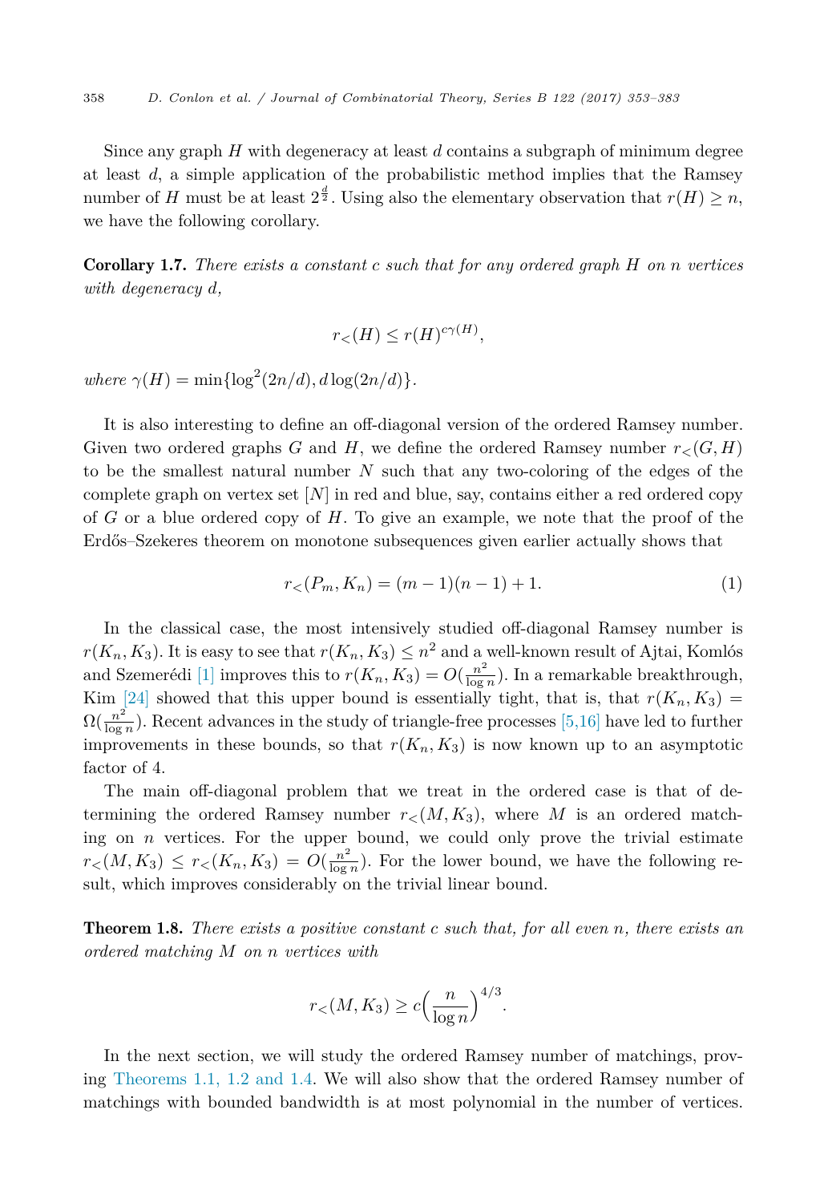Since any graph $H$ with degeneracy at least $d$ contains a subgraph of minimum degree at least $d$, a simple application of the probabilistic method implies that the Ramsey number of $H$ must be at least $2^{\frac{d}{2}}$. Using also the elementary observation that $r(H) \geq n$, we have the following corollary.

**Corollary 1.7.** *There exists a constant $c$ such that for any ordered graph $H$ on $n$ vertices with degeneracy $d$,*

$$r_<(H) \leq r(H)^{c\gamma(H)},$$

*where $\gamma(H) = \min\{\log^2(2n/d), d\log(2n/d)\}$.*

It is also interesting to define an off-diagonal version of the ordered Ramsey number. Given two ordered graphs $G$ and $H$, we define the ordered Ramsey number $r_<(G, H)$ to be the smallest natural number $N$ such that any two-coloring of the edges of the complete graph on vertex set $[N]$ in red and blue, say, contains either a red ordered copy of $G$ or a blue ordered copy of $H$. To give an example, we note that the proof of the Erdős–Szekeres theorem on monotone subsequences given earlier actually shows that

$$r_<(P_m, K_n) = (m-1)(n-1) + 1. \tag{1}$$

In the classical case, the most intensively studied off-diagonal Ramsey number is $r(K_n, K_3)$. It is easy to see that $r(K_n, K_3) \leq n^2$ and a well-known result of Ajtai, Komlós and Szemerédi [1] improves this to $r(K_n, K_3) = O(\frac{n^2}{\log n})$. In a remarkable breakthrough, Kim [24] showed that this upper bound is essentially tight, that is, that $r(K_n, K_3) = \Omega(\frac{n^2}{\log n})$. Recent advances in the study of triangle-free processes [5,16] have led to further improvements in these bounds, so that $r(K_n, K_3)$ is now known up to an asymptotic factor of 4.

The main off-diagonal problem that we treat in the ordered case is that of determining the ordered Ramsey number $r_<(M, K_3)$, where $M$ is an ordered matching on $n$ vertices. For the upper bound, we could only prove the trivial estimate $r_<(M, K_3) \leq r_<(K_n, K_3) = O(\frac{n^2}{\log n})$. For the lower bound, we have the following result, which improves considerably on the trivial linear bound.

**Theorem 1.8.** *There exists a positive constant $c$ such that, for all even $n$, there exists an ordered matching $M$ on $n$ vertices with*

$$r_<(M, K_3) \geq c\left(\frac{n}{\log n}\right)^{4/3}.$$

In the next section, we will study the ordered Ramsey number of matchings, proving Theorems 1.1, 1.2 and 1.4. We will also show that the ordered Ramsey number of matchings with bounded bandwidth is at most polynomial in the number of vertices.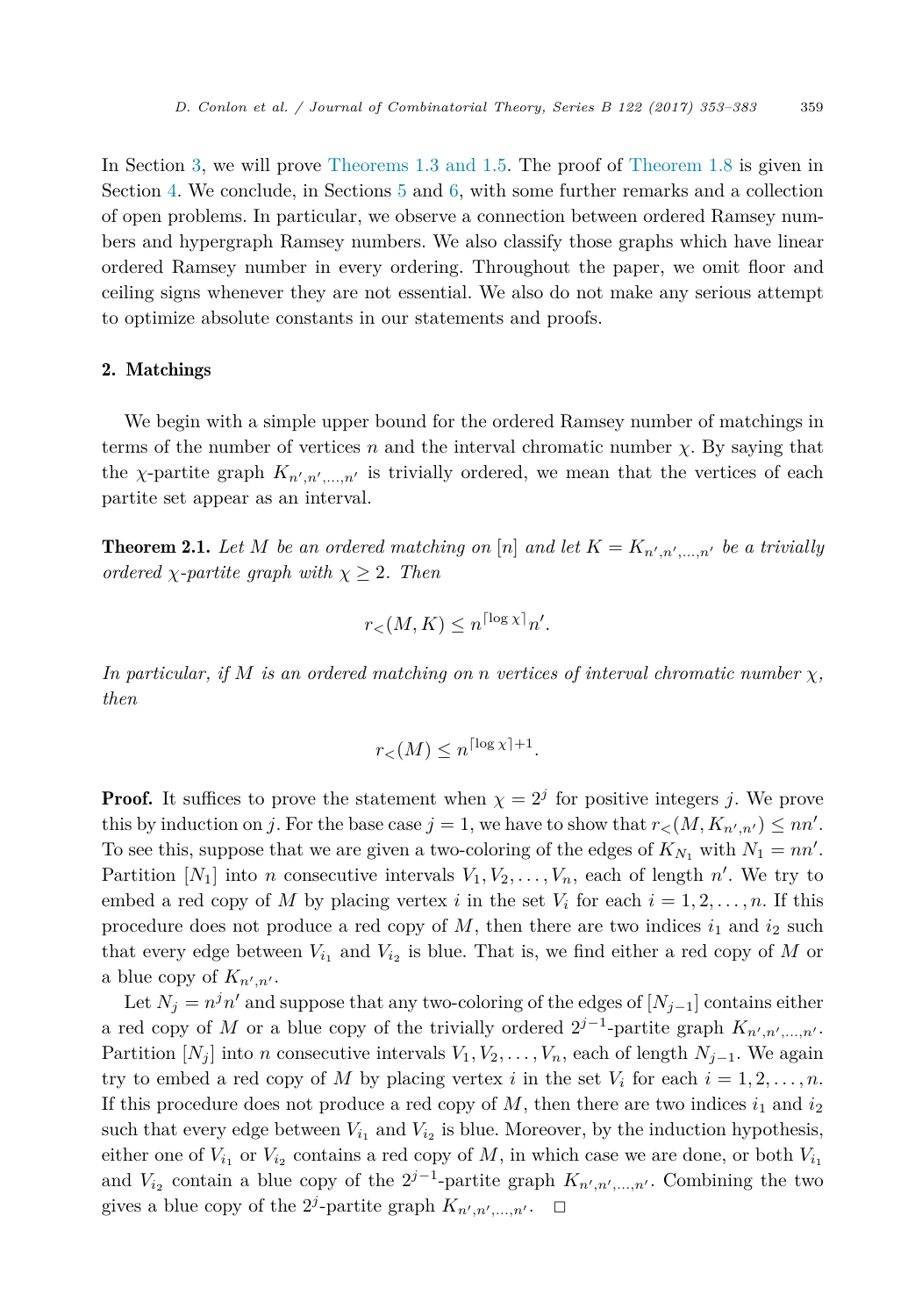In Section 3, we will prove Theorems 1.3 and 1.5. The proof of Theorem 1.8 is given in Section 4. We conclude, in Sections 5 and 6, with some further remarks and a collection of open problems. In particular, we observe a connection between ordered Ramsey numbers and hypergraph Ramsey numbers. We also classify those graphs which have linear ordered Ramsey number in every ordering. Throughout the paper, we omit floor and ceiling signs whenever they are not essential. We also do not make any serious attempt to optimize absolute constants in our statements and proofs.

## 2. Matchings

We begin with a simple upper bound for the ordered Ramsey number of matchings in terms of the number of vertices $n$ and the interval chromatic number $\chi$. By saying that the $\chi$-partite graph $K_{n',n',\dots,n'}$ is trivially ordered, we mean that the vertices of each partite set appear as an interval.

**Theorem 2.1.** *Let $M$ be an ordered matching on $[n]$ and let $K = K_{n',n',\dots,n'}$ be a trivially ordered $\chi$-partite graph with $\chi \geq 2$. Then*

$$r_<(M, K) \leq n^{\lceil \log \chi \rceil} n'.$$

*In particular, if $M$ is an ordered matching on $n$ vertices of interval chromatic number $\chi$, then*

$$r_<(M) \leq n^{\lceil \log \chi \rceil + 1}.$$

**Proof.** It suffices to prove the statement when $\chi = 2^j$ for positive integers $j$. We prove this by induction on $j$. For the base case $j = 1$, we have to show that $r_<(M, K_{n',n'}) \leq nn'$. To see this, suppose that we are given a two-coloring of the edges of $K_{N_1}$ with $N_1 = nn'$. Partition $[N_1]$ into $n$ consecutive intervals $V_1, V_2, \dots, V_n$, each of length $n'$. We try to embed a red copy of $M$ by placing vertex $i$ in the set $V_i$ for each $i = 1, 2, \dots, n$. If this procedure does not produce a red copy of $M$, then there are two indices $i_1$ and $i_2$ such that every edge between $V_{i_1}$ and $V_{i_2}$ is blue. That is, we find either a red copy of $M$ or a blue copy of $K_{n',n'}$.

Let $N_j = n^j n'$ and suppose that any two-coloring of the edges of $[N_{j-1}]$ contains either a red copy of $M$ or a blue copy of the trivially ordered $2^{j-1}$-partite graph $K_{n',n',\dots,n'}$. Partition $[N_j]$ into $n$ consecutive intervals $V_1, V_2, \dots, V_n$, each of length $N_{j-1}$. We again try to embed a red copy of $M$ by placing vertex $i$ in the set $V_i$ for each $i = 1, 2, \dots, n$. If this procedure does not produce a red copy of $M$, then there are two indices $i_1$ and $i_2$ such that every edge between $V_{i_1}$ and $V_{i_2}$ is blue. Moreover, by the induction hypothesis, either one of $V_{i_1}$ or $V_{i_2}$ contains a red copy of $M$, in which case we are done, or both $V_{i_1}$ and $V_{i_2}$ contain a blue copy of the $2^{j-1}$-partite graph $K_{n',n',\dots,n'}$. Combining the two gives a blue copy of the $2^j$-partite graph $K_{n',n',\dots,n'}$. $\square$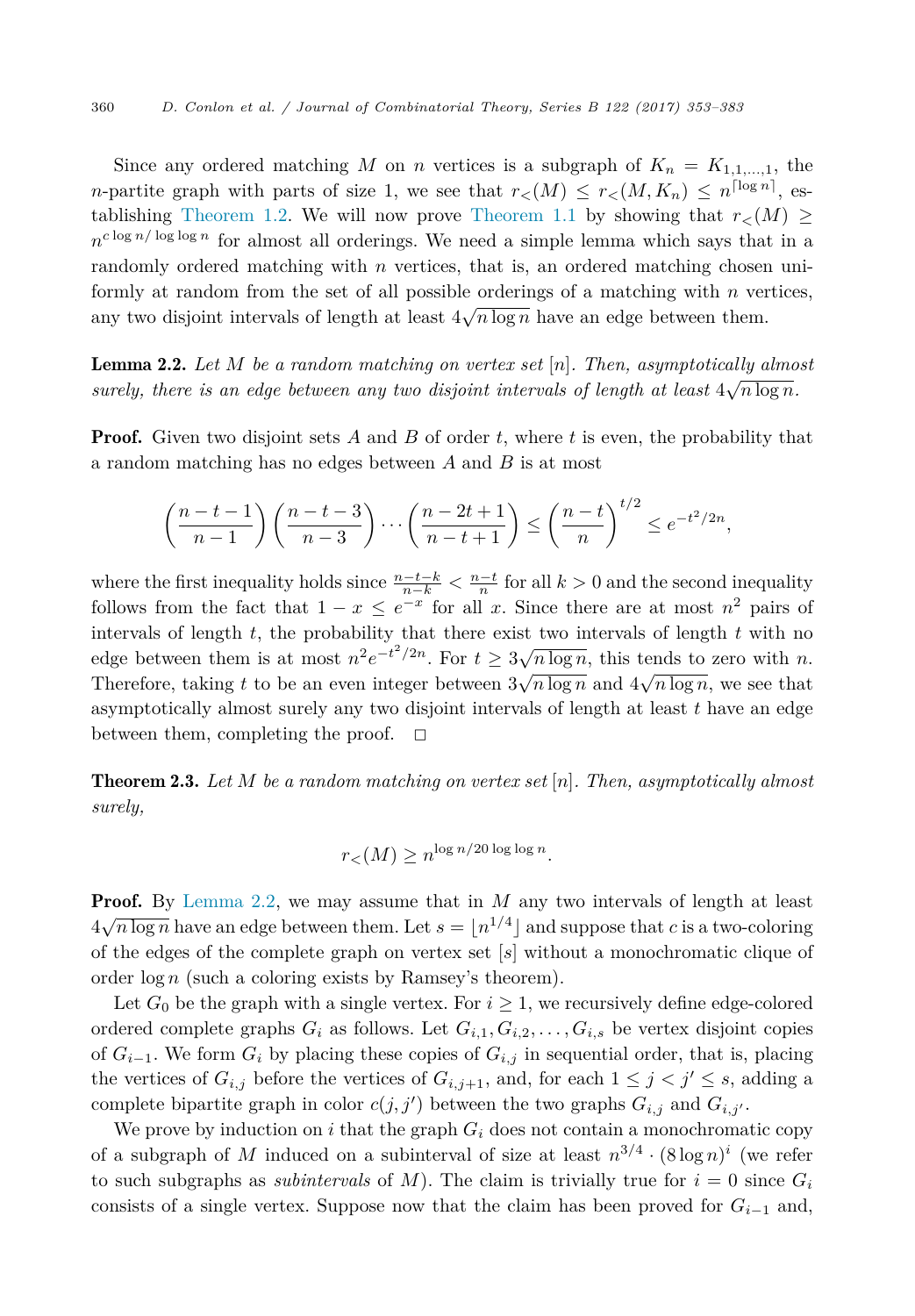Since any ordered matching $M$ on $n$ vertices is a subgraph of $K_n = K_{1,1,\ldots,1}$, the $n$-partite graph with parts of size 1, we see that $r_<(M) \leq r_<(M, K_n) \leq n^{\lceil \log n \rceil}$, establishing Theorem 1.2. We will now prove Theorem 1.1 by showing that $r_<(M) \geq n^{c \log n / \log \log n}$ for almost all orderings. We need a simple lemma which says that in a randomly ordered matching with $n$ vertices, that is, an ordered matching chosen uniformly at random from the set of all possible orderings of a matching with $n$ vertices, any two disjoint intervals of length at least $4\sqrt{n \log n}$ have an edge between them.

**Lemma 2.2.** *Let $M$ be a random matching on vertex set $[n]$. Then, asymptotically almost surely, there is an edge between any two disjoint intervals of length at least $4\sqrt{n \log n}$.*

**Proof.** Given two disjoint sets $A$ and $B$ of order $t$, where $t$ is even, the probability that a random matching has no edges between $A$ and $B$ is at most

$$\left(\frac{n-t-1}{n-1}\right)\left(\frac{n-t-3}{n-3}\right)\cdots\left(\frac{n-2t+1}{n-t+1}\right) \leq \left(\frac{n-t}{n}\right)^{t/2} \leq e^{-t^2/2n},$$

where the first inequality holds since $\frac{n-t-k}{n-k} < \frac{n-t}{n}$ for all $k > 0$ and the second inequality follows from the fact that $1 - x \leq e^{-x}$ for all $x$. Since there are at most $n^2$ pairs of intervals of length $t$, the probability that there exist two intervals of length $t$ with no edge between them is at most $n^2 e^{-t^2/2n}$. For $t \geq 3\sqrt{n \log n}$, this tends to zero with $n$. Therefore, taking $t$ to be an even integer between $3\sqrt{n \log n}$ and $4\sqrt{n \log n}$, we see that asymptotically almost surely any two disjoint intervals of length at least $t$ have an edge between them, completing the proof. $\square$

**Theorem 2.3.** *Let $M$ be a random matching on vertex set $[n]$. Then, asymptotically almost surely,*

$$r_<(M) \geq n^{\log n / 20 \log \log n}.$$

**Proof.** By Lemma 2.2, we may assume that in $M$ any two intervals of length at least $4\sqrt{n \log n}$ have an edge between them. Let $s = \lfloor n^{1/4} \rfloor$ and suppose that $c$ is a two-coloring of the edges of the complete graph on vertex set $[s]$ without a monochromatic clique of order $\log n$ (such a coloring exists by Ramsey's theorem).

Let $G_0$ be the graph with a single vertex. For $i \geq 1$, we recursively define edge-colored ordered complete graphs $G_i$ as follows. Let $G_{i,1}, G_{i,2}, \ldots, G_{i,s}$ be vertex disjoint copies of $G_{i-1}$. We form $G_i$ by placing these copies of $G_{i,j}$ in sequential order, that is, placing the vertices of $G_{i,j}$ before the vertices of $G_{i,j+1}$, and, for each $1 \leq j < j' \leq s$, adding a complete bipartite graph in color $c(j, j')$ between the two graphs $G_{i,j}$ and $G_{i,j'}$.

We prove by induction on $i$ that the graph $G_i$ does not contain a monochromatic copy of a subgraph of $M$ induced on a subinterval of size at least $n^{3/4} \cdot (8 \log n)^i$ (we refer to such subgraphs as *subintervals* of $M$). The claim is trivially true for $i = 0$ since $G_i$ consists of a single vertex. Suppose now that the claim has been proved for $G_{i-1}$ and,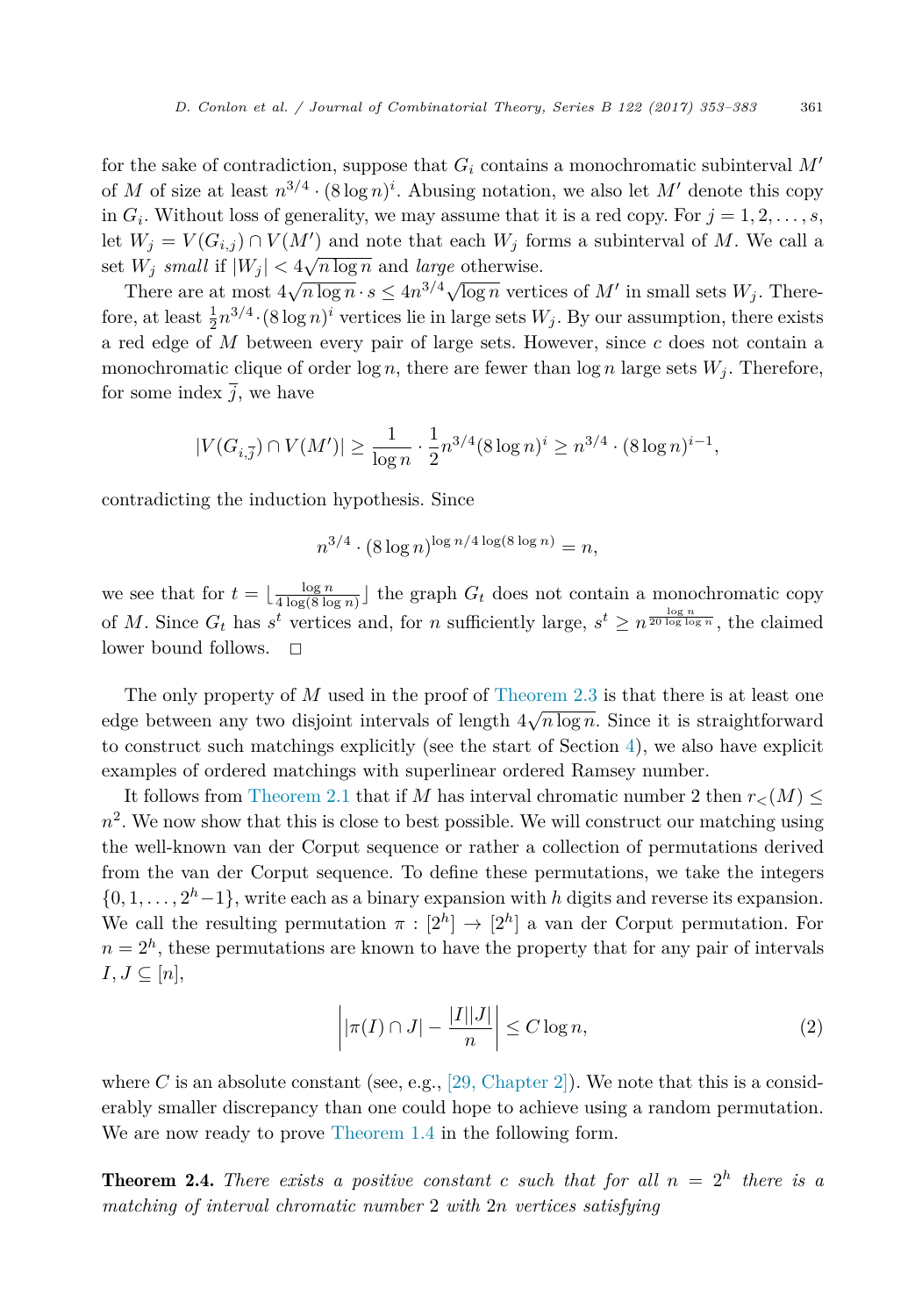for the sake of contradiction, suppose that $G_i$ contains a monochromatic subinterval $M'$ of $M$ of size at least $n^{3/4} \cdot (8 \log n)^i$. Abusing notation, we also let $M'$ denote this copy in $G_i$. Without loss of generality, we may assume that it is a red copy. For $j = 1, 2, \ldots, s$, let $W_j = V(G_{i,j}) \cap V(M')$ and note that each $W_j$ forms a subinterval of $M$. We call a set $W_j$ *small* if $|W_j| < 4\sqrt{n \log n}$ and *large* otherwise.

There are at most $4\sqrt{n \log n} \cdot s \leq 4n^{3/4}\sqrt{\log n}$ vertices of $M'$ in small sets $W_j$. Therefore, at least $\frac{1}{2}n^{3/4} \cdot (8 \log n)^i$ vertices lie in large sets $W_j$. By our assumption, there exists a red edge of $M$ between every pair of large sets. However, since $c$ does not contain a monochromatic clique of order $\log n$, there are fewer than $\log n$ large sets $W_j$. Therefore, for some index $\bar{j}$, we have

$$|V(G_{i,\bar{j}}) \cap V(M')| \geq \frac{1}{\log n} \cdot \frac{1}{2} n^{3/4} (8 \log n)^i \geq n^{3/4} \cdot (8 \log n)^{i-1},$$

contradicting the induction hypothesis. Since

$$n^{3/4} \cdot (8 \log n)^{\log n / 4 \log(8 \log n)} = n,$$

we see that for $t = \lfloor \frac{\log n}{4 \log(8 \log n)} \rfloor$ the graph $G_t$ does not contain a monochromatic copy of $M$. Since $G_t$ has $s^t$ vertices and, for $n$ sufficiently large, $s^t \geq n^{\frac{\log n}{20 \log \log n}}$, the claimed lower bound follows. $\square$

The only property of $M$ used in the proof of Theorem 2.3 is that there is at least one edge between any two disjoint intervals of length $4\sqrt{n \log n}$. Since it is straightforward to construct such matchings explicitly (see the start of Section 4), we also have explicit examples of ordered matchings with superlinear ordered Ramsey number.

It follows from Theorem 2.1 that if $M$ has interval chromatic number 2 then $r_<(M) \leq n^2$. We now show that this is close to best possible. We will construct our matching using the well-known van der Corput sequence or rather a collection of permutations derived from the van der Corput sequence. To define these permutations, we take the integers $\{0, 1, \ldots, 2^h - 1\}$, write each as a binary expansion with $h$ digits and reverse its expansion. We call the resulting permutation $\pi : [2^h] \to [2^h]$ a van der Corput permutation. For $n = 2^h$, these permutations are known to have the property that for any pair of intervals $I, J \subseteq [n]$,

$$\left| |\pi(I) \cap J| - \frac{|I||J|}{n} \right| \leq C \log n, \tag{2}$$

where $C$ is an absolute constant (see, e.g., [29, Chapter 2]). We note that this is a considerably smaller discrepancy than one could hope to achieve using a random permutation. We are now ready to prove Theorem 1.4 in the following form.

**Theorem 2.4.** *There exists a positive constant $c$ such that for all $n = 2^h$ there is a matching of interval chromatic number 2 with $2n$ vertices satisfying*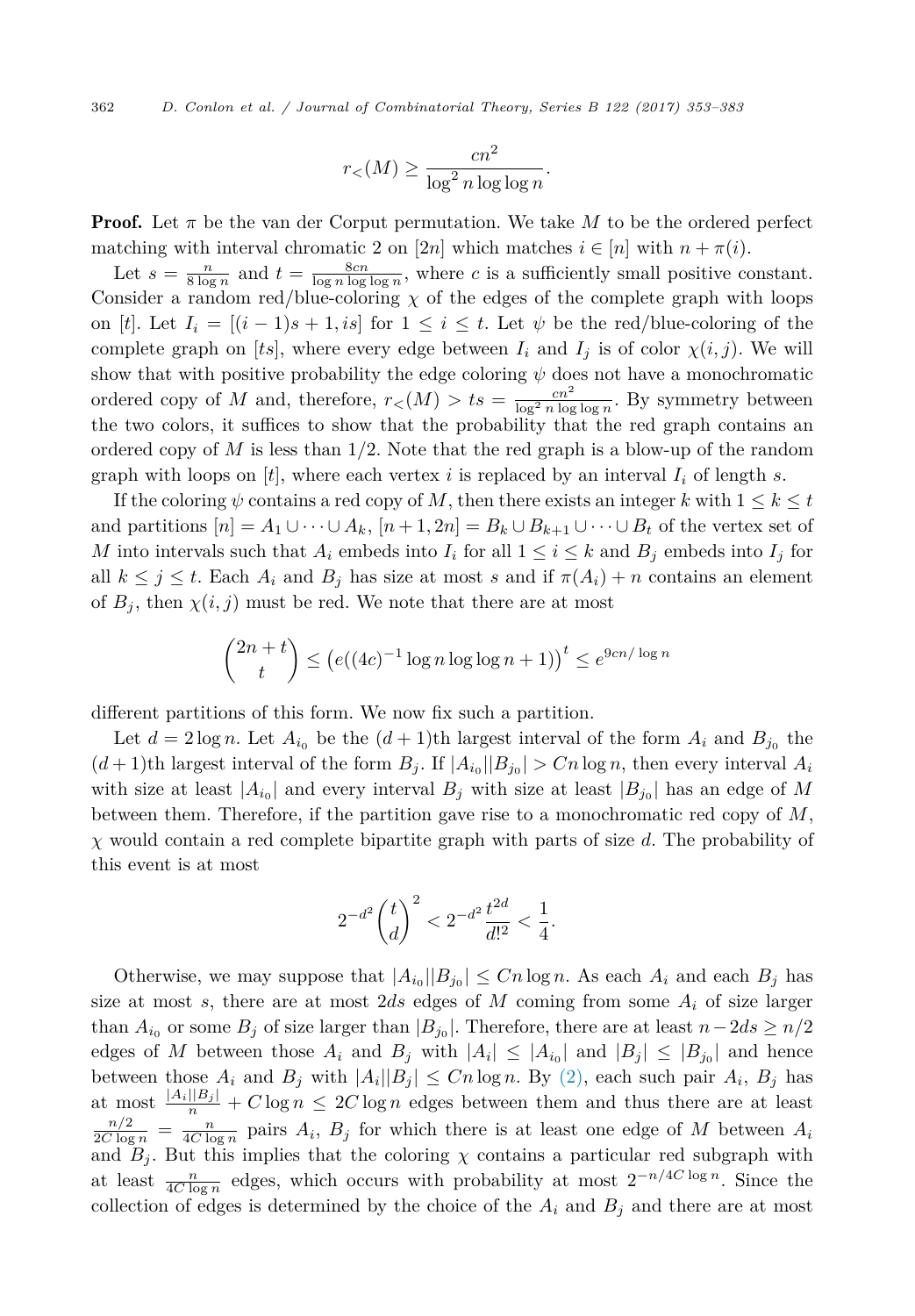$$r_<(M) \geq \frac{cn^2}{\log^2 n \log\log n}.$$

**Proof.** Let $\pi$ be the van der Corput permutation. We take $M$ to be the ordered perfect matching with interval chromatic 2 on $[2n]$ which matches $i \in [n]$ with $n + \pi(i)$.

Let $s = \frac{n}{8\log n}$ and $t = \frac{8cn}{\log n \log\log n}$, where $c$ is a sufficiently small positive constant. Consider a random red/blue-coloring $\chi$ of the edges of the complete graph with loops on $[t]$. Let $I_i = [(i-1)s+1, is]$ for $1 \leq i \leq t$. Let $\psi$ be the red/blue-coloring of the complete graph on $[ts]$, where every edge between $I_i$ and $I_j$ is of color $\chi(i,j)$. We will show that with positive probability the edge coloring $\psi$ does not have a monochromatic ordered copy of $M$ and, therefore, $r_<(M) > ts = \frac{cn^2}{\log^2 n \log\log n}$. By symmetry between the two colors, it suffices to show that the probability that the red graph contains an ordered copy of $M$ is less than $1/2$. Note that the red graph is a blow-up of the random graph with loops on $[t]$, where each vertex $i$ is replaced by an interval $I_i$ of length $s$.

If the coloring $\psi$ contains a red copy of $M$, then there exists an integer $k$ with $1 \leq k \leq t$ and partitions $[n] = A_1 \cup \cdots \cup A_k$, $[n+1, 2n] = B_k \cup B_{k+1} \cup \cdots \cup B_t$ of the vertex set of $M$ into intervals such that $A_i$ embeds into $I_i$ for all $1 \leq i \leq k$ and $B_j$ embeds into $I_j$ for all $k \leq j \leq t$. Each $A_i$ and $B_j$ has size at most $s$ and if $\pi(A_i) + n$ contains an element of $B_j$, then $\chi(i,j)$ must be red. We note that there are at most

$$\binom{2n+t}{t} \leq \left(e((4c)^{-1}\log n \log\log n + 1)\right)^t \leq e^{9cn/\log n}$$

different partitions of this form. We now fix such a partition.

Let $d = 2\log n$. Let $A_{i_0}$ be the $(d+1)$th largest interval of the form $A_i$ and $B_{j_0}$ the $(d+1)$th largest interval of the form $B_j$. If $|A_{i_0}||B_{j_0}| > Cn\log n$, then every interval $A_i$ with size at least $|A_{i_0}|$ and every interval $B_j$ with size at least $|B_{j_0}|$ has an edge of $M$ between them. Therefore, if the partition gave rise to a monochromatic red copy of $M$, $\chi$ would contain a red complete bipartite graph with parts of size $d$. The probability of this event is at most

$$2^{-d^2}\binom{t}{d}^2 < 2^{-d^2}\frac{t^{2d}}{d!^2} < \frac{1}{4}.$$

Otherwise, we may suppose that $|A_{i_0}||B_{j_0}| \leq Cn\log n$. As each $A_i$ and each $B_j$ has size at most $s$, there are at most $2ds$ edges of $M$ coming from some $A_i$ of size larger than $A_{i_0}$ or some $B_j$ of size larger than $|B_{j_0}|$. Therefore, there are at least $n - 2ds \geq n/2$ edges of $M$ between those $A_i$ and $B_j$ with $|A_i| \leq |A_{i_0}|$ and $|B_j| \leq |B_{j_0}|$ and hence between those $A_i$ and $B_j$ with $|A_i||B_j| \leq Cn\log n$. By (2), each such pair $A_i$, $B_j$ has at most $\frac{|A_i||B_j|}{n} + C\log n \leq 2C\log n$ edges between them and thus there are at least $\frac{n/2}{2C\log n} = \frac{n}{4C\log n}$ pairs $A_i$, $B_j$ for which there is at least one edge of $M$ between $A_i$ and $B_j$. But this implies that the coloring $\chi$ contains a particular red subgraph with at least $\frac{n}{4C\log n}$ edges, which occurs with probability at most $2^{-n/4C\log n}$. Since the collection of edges is determined by the choice of the $A_i$ and $B_j$ and there are at most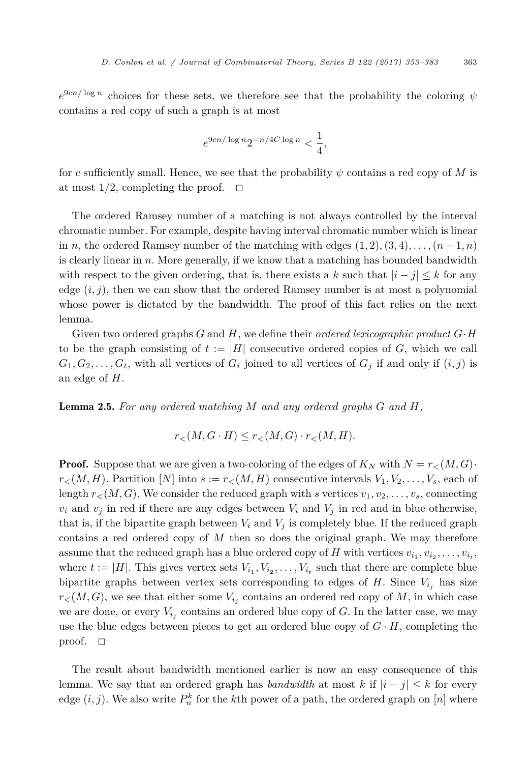$e^{9cn/\log n}$ choices for these sets, we therefore see that the probability the coloring $\psi$ contains a red copy of such a graph is at most

$$e^{9cn/\log n} 2^{-n/4C\log n} < \frac{1}{4},$$

for $c$ sufficiently small. Hence, we see that the probability $\psi$ contains a red copy of $M$ is at most $1/2$, completing the proof. $\square$

The ordered Ramsey number of a matching is not always controlled by the interval chromatic number. For example, despite having interval chromatic number which is linear in $n$, the ordered Ramsey number of the matching with edges $(1,2), (3,4), \ldots, (n-1,n)$ is clearly linear in $n$. More generally, if we know that a matching has bounded bandwidth with respect to the given ordering, that is, there exists a $k$ such that $|i-j| \leq k$ for any edge $(i,j)$, then we can show that the ordered Ramsey number is at most a polynomial whose power is dictated by the bandwidth. The proof of this fact relies on the next lemma.

Given two ordered graphs $G$ and $H$, we define their *ordered lexicographic product* $G \cdot H$ to be the graph consisting of $t := |H|$ consecutive ordered copies of $G$, which we call $G_1, G_2, \ldots, G_t$, with all vertices of $G_i$ joined to all vertices of $G_j$ if and only if $(i,j)$ is an edge of $H$.

**Lemma 2.5.** *For any ordered matching $M$ and any ordered graphs $G$ and $H$,*

$$r_<(M, G \cdot H) \leq r_<(M, G) \cdot r_<(M, H).$$

**Proof.** Suppose that we are given a two-coloring of the edges of $K_N$ with $N = r_<(M,G) \cdot r_<(M,H)$. Partition $[N]$ into $s := r_<(M,H)$ consecutive intervals $V_1, V_2, \ldots, V_s$, each of length $r_<(M,G)$. We consider the reduced graph with $s$ vertices $v_1, v_2, \ldots, v_s$, connecting $v_i$ and $v_j$ in red if there are any edges between $V_i$ and $V_j$ in red and in blue otherwise, that is, if the bipartite graph between $V_i$ and $V_j$ is completely blue. If the reduced graph contains a red ordered copy of $M$ then so does the original graph. We may therefore assume that the reduced graph has a blue ordered copy of $H$ with vertices $v_{i_1}, v_{i_2}, \ldots, v_{i_t}$, where $t := |H|$. This gives vertex sets $V_{i_1}, V_{i_2}, \ldots, V_{i_t}$ such that there are complete blue bipartite graphs between vertex sets corresponding to edges of $H$. Since $V_{i_j}$ has size $r_<(M,G)$, we see that either some $V_{i_j}$ contains an ordered red copy of $M$, in which case we are done, or every $V_{i_j}$ contains an ordered blue copy of $G$. In the latter case, we may use the blue edges between pieces to get an ordered blue copy of $G \cdot H$, completing the proof. $\square$

The result about bandwidth mentioned earlier is now an easy consequence of this lemma. We say that an ordered graph has *bandwidth* at most $k$ if $|i-j| \leq k$ for every edge $(i,j)$. We also write $P_n^k$ for the $k$th power of a path, the ordered graph on $[n]$ where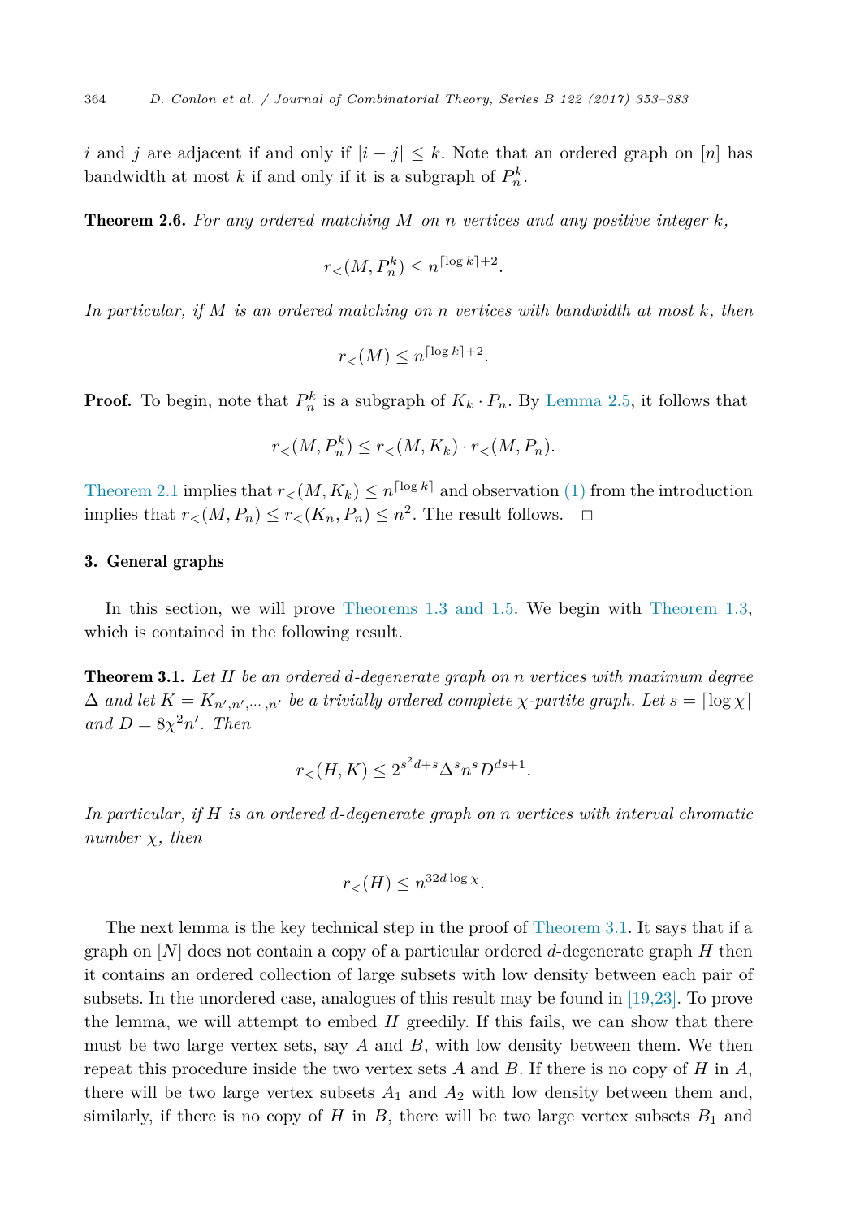$i$ and $j$ are adjacent if and only if $|i - j| \leq k$. Note that an ordered graph on $[n]$ has bandwidth at most $k$ if and only if it is a subgraph of $P_n^k$.

**Theorem 2.6.** *For any ordered matching $M$ on $n$ vertices and any positive integer $k$,*

$$r_<(M, P_n^k) \leq n^{\lceil \log k \rceil + 2}.$$

*In particular, if $M$ is an ordered matching on $n$ vertices with bandwidth at most $k$, then*

$$r_<(M) \leq n^{\lceil \log k \rceil + 2}.$$

**Proof.** To begin, note that $P_n^k$ is a subgraph of $K_k \cdot P_n$. By Lemma 2.5, it follows that

$$r_<(M, P_n^k) \leq r_<(M, K_k) \cdot r_<(M, P_n).$$

Theorem 2.1 implies that $r_<(M, K_k) \leq n^{\lceil \log k \rceil}$ and observation (1) from the introduction implies that $r_<(M, P_n) \leq r_<(K_n, P_n) \leq n^2$. The result follows. □

## 3. General graphs

In this section, we will prove Theorems 1.3 and 1.5. We begin with Theorem 1.3, which is contained in the following result.

**Theorem 3.1.** *Let $H$ be an ordered $d$-degenerate graph on $n$ vertices with maximum degree $\Delta$ and let $K = K_{n',n',\cdots,n'}$ be a trivially ordered complete $\chi$-partite graph. Let $s = \lceil \log \chi \rceil$ and $D = 8\chi^2 n'$. Then*

$$r_<(H, K) \leq 2^{s^2 d + s} \Delta^s n^s D^{ds+1}.$$

*In particular, if $H$ is an ordered $d$-degenerate graph on $n$ vertices with interval chromatic number $\chi$, then*

$$r_<(H) \leq n^{32 d \log \chi}.$$

The next lemma is the key technical step in the proof of Theorem 3.1. It says that if a graph on $[N]$ does not contain a copy of a particular ordered $d$-degenerate graph $H$ then it contains an ordered collection of large subsets with low density between each pair of subsets. In the unordered case, analogues of this result may be found in [19,23]. To prove the lemma, we will attempt to embed $H$ greedily. If this fails, we can show that there must be two large vertex sets, say $A$ and $B$, with low density between them. We then repeat this procedure inside the two vertex sets $A$ and $B$. If there is no copy of $H$ in $A$, there will be two large vertex subsets $A_1$ and $A_2$ with low density between them and, similarly, if there is no copy of $H$ in $B$, there will be two large vertex subsets $B_1$ and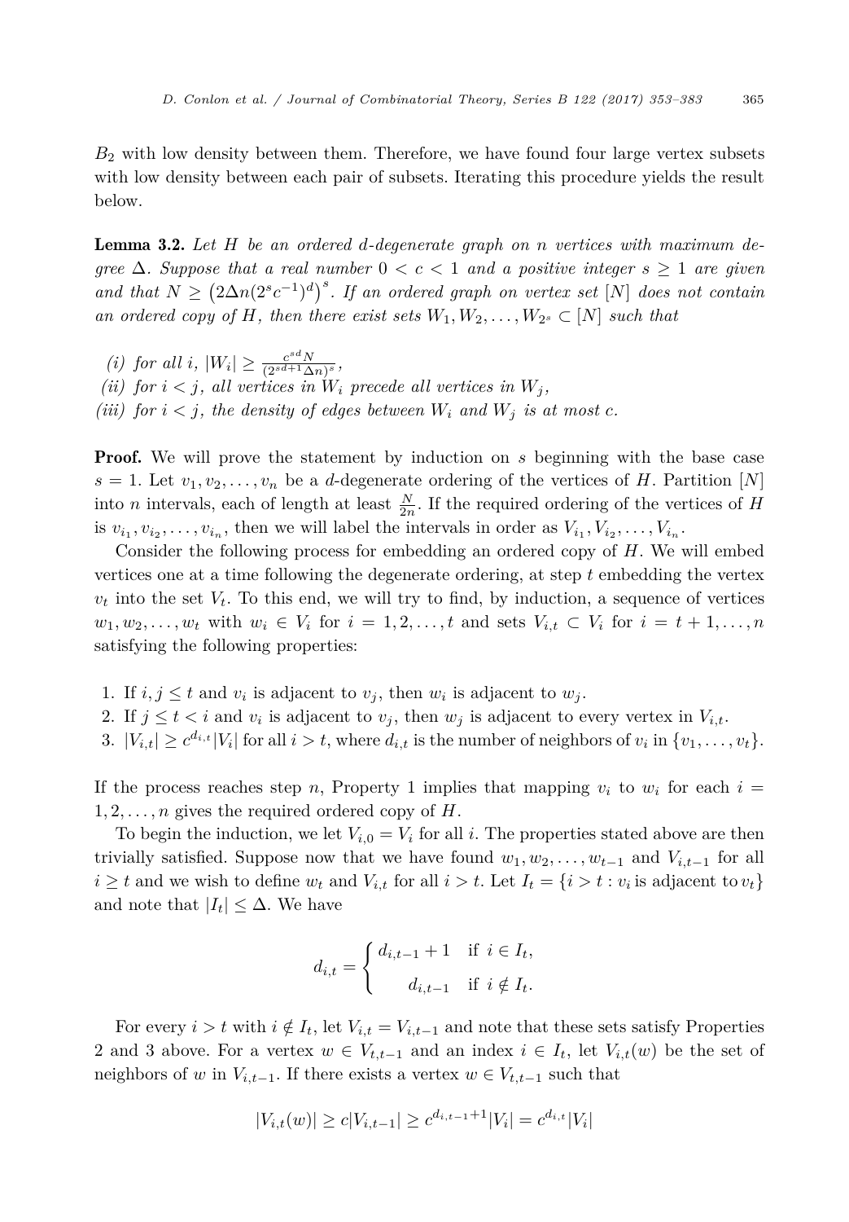$B_2$ with low density between them. Therefore, we have found four large vertex subsets with low density between each pair of subsets. Iterating this procedure yields the result below.

**Lemma 3.2.** *Let $H$ be an ordered $d$-degenerate graph on $n$ vertices with maximum degree $\Delta$. Suppose that a real number $0 < c < 1$ and a positive integer $s \geq 1$ are given and that $N \geq \left(2\Delta n(2^s c^{-1})^d\right)^s$. If an ordered graph on vertex set $[N]$ does not contain an ordered copy of $H$, then there exist sets $W_1, W_2, \ldots, W_{2^s} \subset [N]$ such that*

*(i) for all $i$, $|W_i| \geq \frac{c^{sd} N}{(2^{sd+1}\Delta n)^s}$,*
*(ii) for $i < j$, all vertices in $W_i$ precede all vertices in $W_j$,*
*(iii) for $i < j$, the density of edges between $W_i$ and $W_j$ is at most $c$.*

**Proof.** We will prove the statement by induction on $s$ beginning with the base case $s = 1$. Let $v_1, v_2, \ldots, v_n$ be a $d$-degenerate ordering of the vertices of $H$. Partition $[N]$ into $n$ intervals, each of length at least $\frac{N}{2n}$. If the required ordering of the vertices of $H$ is $v_{i_1}, v_{i_2}, \ldots, v_{i_n}$, then we will label the intervals in order as $V_{i_1}, V_{i_2}, \ldots, V_{i_n}$.

Consider the following process for embedding an ordered copy of $H$. We will embed vertices one at a time following the degenerate ordering, at step $t$ embedding the vertex $v_t$ into the set $V_t$. To this end, we will try to find, by induction, a sequence of vertices $w_1, w_2, \ldots, w_t$ with $w_i \in V_i$ for $i = 1, 2, \ldots, t$ and sets $V_{i,t} \subset V_i$ for $i = t+1, \ldots, n$ satisfying the following properties:

1. If $i, j \leq t$ and $v_i$ is adjacent to $v_j$, then $w_i$ is adjacent to $w_j$.
2. If $j \leq t < i$ and $v_i$ is adjacent to $v_j$, then $w_j$ is adjacent to every vertex in $V_{i,t}$.
3. $|V_{i,t}| \geq c^{d_{i,t}}|V_i|$ for all $i > t$, where $d_{i,t}$ is the number of neighbors of $v_i$ in $\{v_1, \ldots, v_t\}$.

If the process reaches step $n$, Property 1 implies that mapping $v_i$ to $w_i$ for each $i = 1, 2, \ldots, n$ gives the required ordered copy of $H$.

To begin the induction, we let $V_{i,0} = V_i$ for all $i$. The properties stated above are then trivially satisfied. Suppose now that we have found $w_1, w_2, \ldots, w_{t-1}$ and $V_{i,t-1}$ for all $i \geq t$ and we wish to define $w_t$ and $V_{i,t}$ for all $i > t$. Let $I_t = \{i > t : v_i \text{ is adjacent to } v_t\}$ and note that $|I_t| \leq \Delta$. We have

$$d_{i,t} = \begin{cases} d_{i,t-1} + 1 & \text{if } i \in I_t, \\ d_{i,t-1} & \text{if } i \notin I_t. \end{cases}$$

For every $i > t$ with $i \notin I_t$, let $V_{i,t} = V_{i,t-1}$ and note that these sets satisfy Properties 2 and 3 above. For a vertex $w \in V_{t,t-1}$ and an index $i \in I_t$, let $V_{i,t}(w)$ be the set of neighbors of $w$ in $V_{i,t-1}$. If there exists a vertex $w \in V_{t,t-1}$ such that

$$|V_{i,t}(w)| \geq c|V_{i,t-1}| \geq c^{d_{i,t-1}+1}|V_i| = c^{d_{i,t}}|V_i|$$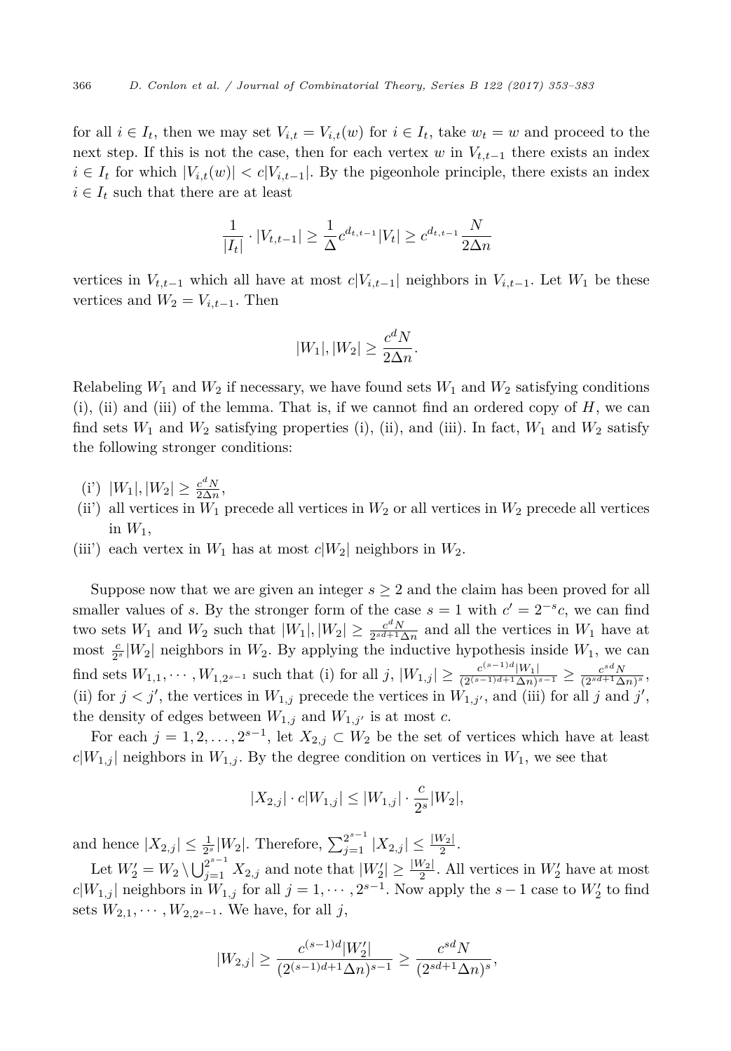for all $i \in I_t$, then we may set $V_{i,t} = V_{i,t}(w)$ for $i \in I_t$, take $w_t = w$ and proceed to the next step. If this is not the case, then for each vertex $w$ in $V_{t,t-1}$ there exists an index $i \in I_t$ for which $|V_{i,t}(w)| < c|V_{i,t-1}|$. By the pigeonhole principle, there exists an index $i \in I_t$ such that there are at least

$$\frac{1}{|I_t|} \cdot |V_{t,t-1}| \geq \frac{1}{\Delta} c^{d_{t,t-1}} |V_t| \geq c^{d_{t,t-1}} \frac{N}{2\Delta n}$$

vertices in $V_{t,t-1}$ which all have at most $c|V_{i,t-1}|$ neighbors in $V_{i,t-1}$. Let $W_1$ be these vertices and $W_2 = V_{i,t-1}$. Then

$$|W_1|, |W_2| \geq \frac{c^d N}{2\Delta n}.$$

Relabeling $W_1$ and $W_2$ if necessary, we have found sets $W_1$ and $W_2$ satisfying conditions (i), (ii) and (iii) of the lemma. That is, if we cannot find an ordered copy of $H$, we can find sets $W_1$ and $W_2$ satisfying properties (i), (ii), and (iii). In fact, $W_1$ and $W_2$ satisfy the following stronger conditions:

- (i') $|W_1|, |W_2| \geq \frac{c^d N}{2\Delta n}$,
- (ii') all vertices in $W_1$ precede all vertices in $W_2$ or all vertices in $W_2$ precede all vertices in $W_1$,
- (iii') each vertex in $W_1$ has at most $c|W_2|$ neighbors in $W_2$.

Suppose now that we are given an integer $s \geq 2$ and the claim has been proved for all smaller values of $s$. By the stronger form of the case $s = 1$ with $c' = 2^{-s}c$, we can find two sets $W_1$ and $W_2$ such that $|W_1|, |W_2| \geq \frac{c^d N}{2^{sd+1}\Delta n}$ and all the vertices in $W_1$ have at most $\frac{c}{2^s}|W_2|$ neighbors in $W_2$. By applying the inductive hypothesis inside $W_1$, we can find sets $W_{1,1}, \cdots, W_{1,2^{s-1}}$ such that (i) for all $j$, $|W_{1,j}| \geq \frac{c^{(s-1)d}|W_1|}{(2^{(s-1)d+1}\Delta n)^{s-1}} \geq \frac{c^{sd}N}{(2^{sd+1}\Delta n)^s}$, (ii) for $j < j'$, the vertices in $W_{1,j}$ precede the vertices in $W_{1,j'}$, and (iii) for all $j$ and $j'$, the density of edges between $W_{1,j}$ and $W_{1,j'}$ is at most $c$.

For each $j = 1, 2, \ldots, 2^{s-1}$, let $X_{2,j} \subset W_2$ be the set of vertices which have at least $c|W_{1,j}|$ neighbors in $W_{1,j}$. By the degree condition on vertices in $W_1$, we see that

$$|X_{2,j}| \cdot c|W_{1,j}| \leq |W_{1,j}| \cdot \frac{c}{2^s}|W_2|,$$

and hence $|X_{2,j}| \leq \frac{1}{2^s}|W_2|$. Therefore, $\sum_{j=1}^{2^{s-1}} |X_{2,j}| \leq \frac{|W_2|}{2}$.

Let $W_2' = W_2 \setminus \bigcup_{j=1}^{2^{s-1}} X_{2,j}$ and note that $|W_2'| \geq \frac{|W_2|}{2}$. All vertices in $W_2'$ have at most $c|W_{1,j}|$ neighbors in $W_{1,j}$ for all $j = 1, \cdots, 2^{s-1}$. Now apply the $s-1$ case to $W_2'$ to find sets $W_{2,1}, \cdots, W_{2,2^{s-1}}$. We have, for all $j$,

$$|W_{2,j}| \geq \frac{c^{(s-1)d}|W_2'|}{(2^{(s-1)d+1}\Delta n)^{s-1}} \geq \frac{c^{sd}N}{(2^{sd+1}\Delta n)^s},$$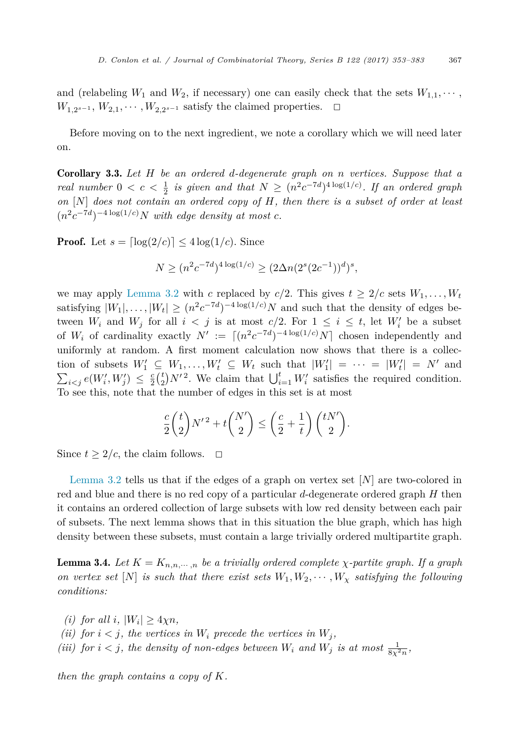and (relabeling $W_1$ and $W_2$, if necessary) one can easily check that the sets $W_{1,1}, \cdots, W_{1,2^{s-1}}, W_{2,1}, \cdots, W_{2,2^{s-1}}$ satisfy the claimed properties. $\square$

Before moving on to the next ingredient, we note a corollary which we will need later on.

**Corollary 3.3.** *Let $H$ be an ordered $d$-degenerate graph on $n$ vertices. Suppose that a real number $0 < c < \frac{1}{2}$ is given and that $N \geq (n^2 c^{-7d})^{4\log(1/c)}$. If an ordered graph on $[N]$ does not contain an ordered copy of $H$, then there is a subset of order at least $(n^2 c^{-7d})^{-4\log(1/c)} N$ with edge density at most $c$.*

**Proof.** Let $s = \lceil \log(2/c) \rceil \leq 4\log(1/c)$. Since

$$N \geq (n^2 c^{-7d})^{4\log(1/c)} \geq (2\Delta n (2^s(2c^{-1}))^d)^s,$$

we may apply Lemma 3.2 with $c$ replaced by $c/2$. This gives $t \geq 2/c$ sets $W_1, \ldots, W_t$ satisfying $|W_1|, \ldots, |W_t| \geq (n^2 c^{-7d})^{-4\log(1/c)} N$ and such that the density of edges between $W_i$ and $W_j$ for all $i < j$ is at most $c/2$. For $1 \leq i \leq t$, let $W'_i$ be a subset of $W_i$ of cardinality exactly $N' := \lceil (n^2 c^{-7d})^{-4\log(1/c)} N \rceil$ chosen independently and uniformly at random. A first moment calculation now shows that there is a collection of subsets $W'_1 \subseteq W_1, \ldots, W'_t \subseteq W_t$ such that $|W'_1| = \cdots = |W'_t| = N'$ and $\sum_{i<j} e(W'_i, W'_j) \leq \frac{c}{2}\binom{t}{2} N'^2$. We claim that $\bigcup_{i=1}^t W'_i$ satisfies the required condition. To see this, note that the number of edges in this set is at most

$$\frac{c}{2}\binom{t}{2} N'^2 + t\binom{N'}{2} \leq \left(\frac{c}{2} + \frac{1}{t}\right)\binom{tN'}{2}.$$

Since $t \geq 2/c$, the claim follows. $\square$

Lemma 3.2 tells us that if the edges of a graph on vertex set $[N]$ are two-colored in red and blue and there is no red copy of a particular $d$-degenerate ordered graph $H$ then it contains an ordered collection of large subsets with low red density between each pair of subsets. The next lemma shows that in this situation the blue graph, which has high density between these subsets, must contain a large trivially ordered multipartite graph.

**Lemma 3.4.** *Let $K = K_{n,n,\cdots,n}$ be a trivially ordered complete $\chi$-partite graph. If a graph on vertex set $[N]$ is such that there exist sets $W_1, W_2, \cdots, W_\chi$ satisfying the following conditions:*

*(i) for all $i$, $|W_i| \geq 4\chi n$,*
*(ii) for $i < j$, the vertices in $W_i$ precede the vertices in $W_j$,*
*(iii) for $i < j$, the density of non-edges between $W_i$ and $W_j$ is at most $\frac{1}{8\chi^2 n}$,*

*then the graph contains a copy of $K$.*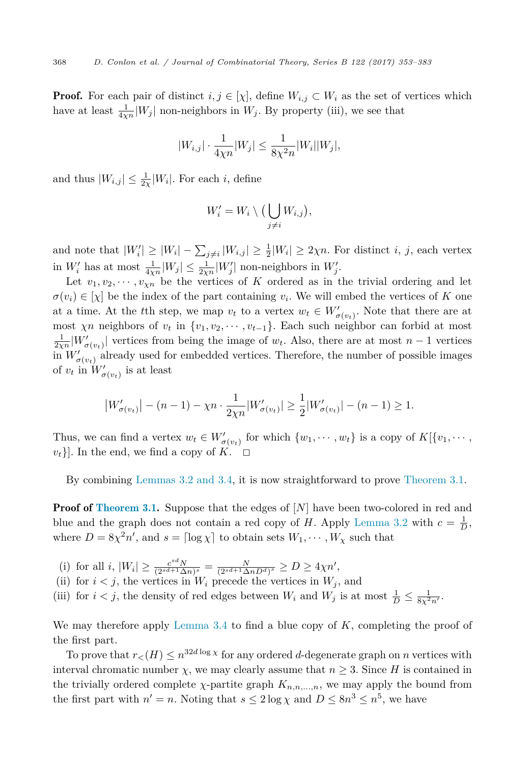**Proof.** For each pair of distinct $i, j \in [\chi]$, define $W_{i,j} \subset W_i$ as the set of vertices which have at least $\frac{1}{4\chi n}|W_j|$ non-neighbors in $W_j$. By property (iii), we see that

$$|W_{i,j}| \cdot \frac{1}{4\chi n}|W_j| \leq \frac{1}{8\chi^2 n}|W_i||W_j|,$$

and thus $|W_{i,j}| \leq \frac{1}{2\chi}|W_i|$. For each $i$, define

$$W_i' = W_i \setminus \big(\bigcup_{j \neq i} W_{i,j}\big),$$

and note that $|W_i'| \geq |W_i| - \sum_{j \neq i}|W_{i,j}| \geq \frac{1}{2}|W_i| \geq 2\chi n$. For distinct $i$, $j$, each vertex in $W_i'$ has at most $\frac{1}{4\chi n}|W_j| \leq \frac{1}{2\chi n}|W_j'|$ non-neighbors in $W_j'$.

Let $v_1, v_2, \cdots, v_{\chi n}$ be the vertices of $K$ ordered as in the trivial ordering and let $\sigma(v_i) \in [\chi]$ be the index of the part containing $v_i$. We will embed the vertices of $K$ one at a time. At the $t$th step, we map $v_t$ to a vertex $w_t \in W'_{\sigma(v_t)}$. Note that there are at most $\chi n$ neighbors of $v_t$ in $\{v_1, v_2, \cdots, v_{t-1}\}$. Each such neighbor can forbid at most $\frac{1}{2\chi n}|W'_{\sigma(v_t)}|$ vertices from being the image of $w_t$. Also, there are at most $n-1$ vertices in $W'_{\sigma(v_t)}$ already used for embedded vertices. Therefore, the number of possible images of $v_t$ in $W'_{\sigma(v_t)}$ is at least

$$\left|W'_{\sigma(v_t)}\right| - (n-1) - \chi n \cdot \frac{1}{2\chi n}|W'_{\sigma(v_t)}| \geq \frac{1}{2}|W'_{\sigma(v_t)}| - (n-1) \geq 1.$$

Thus, we can find a vertex $w_t \in W'_{\sigma(v_t)}$ for which $\{w_1, \cdots, w_t\}$ is a copy of $K[\{v_1, \cdots, v_t\}]$. In the end, we find a copy of $K$. $\square$

By combining Lemmas 3.2 and 3.4, it is now straightforward to prove Theorem 3.1.

**Proof of Theorem 3.1.** Suppose that the edges of $[N]$ have been two-colored in red and blue and the graph does not contain a red copy of $H$. Apply Lemma 3.2 with $c = \frac{1}{D}$, where $D = 8\chi^2 n'$, and $s = \lceil \log \chi \rceil$ to obtain sets $W_1, \cdots, W_\chi$ such that

(i) for all $i$, $|W_i| \geq \frac{c^{sd}N}{(2^{sd+1}\Delta n)^s} = \frac{N}{(2^{sd+1}\Delta n D^d)^s} \geq D \geq 4\chi n'$,
(ii) for $i < j$, the vertices in $W_i$ precede the vertices in $W_j$, and
(iii) for $i < j$, the density of red edges between $W_i$ and $W_j$ is at most $\frac{1}{D} \leq \frac{1}{8\chi^2 n'}$.

We may therefore apply Lemma 3.4 to find a blue copy of $K$, completing the proof of the first part.

To prove that $r_<(H) \leq n^{32d\log\chi}$ for any ordered $d$-degenerate graph on $n$ vertices with interval chromatic number $\chi$, we may clearly assume that $n \geq 3$. Since $H$ is contained in the trivially ordered complete $\chi$-partite graph $K_{n,n,\ldots,n}$, we may apply the bound from the first part with $n' = n$. Noting that $s \leq 2\log\chi$ and $D \leq 8n^3 \leq n^5$, we have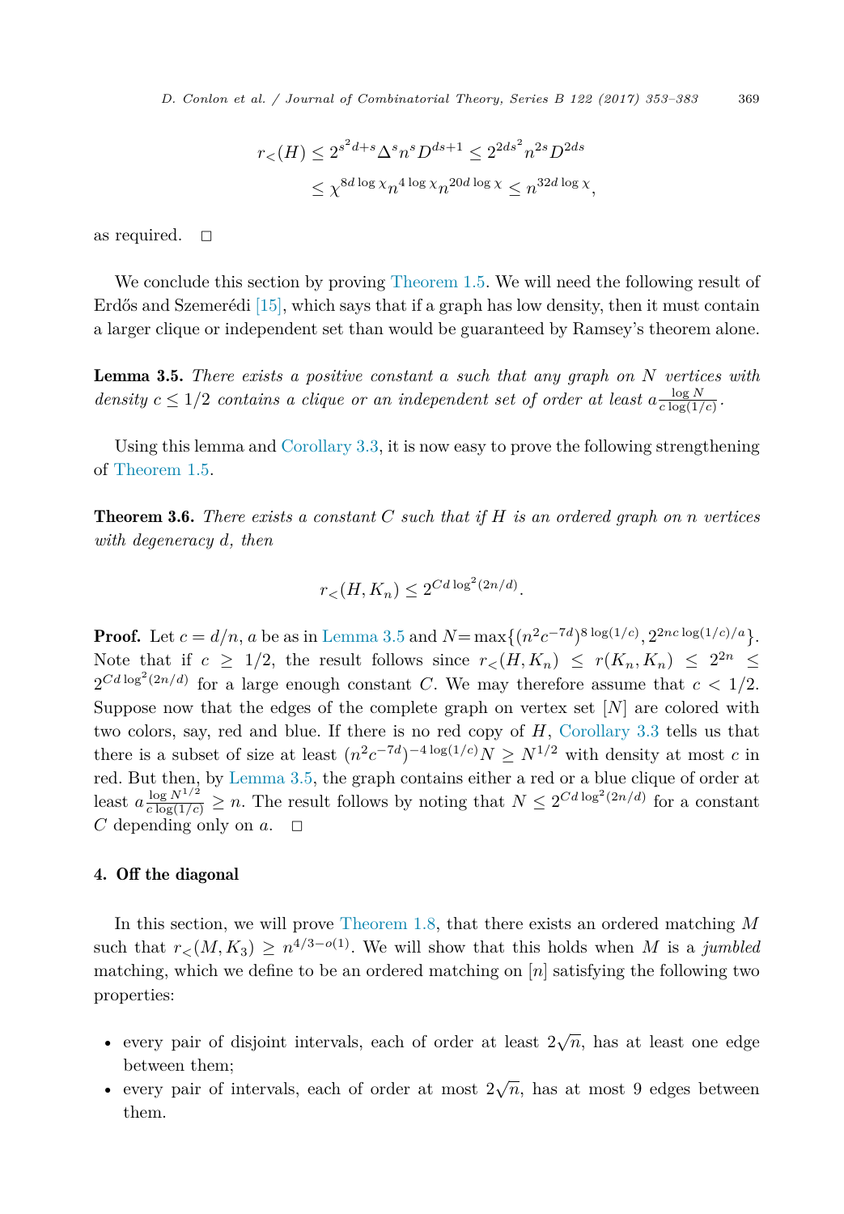$$r_<(H) \le 2^{s^2 d+s} \Delta^s n^s D^{ds+1} \le 2^{2ds^2} n^{2s} D^{2ds}$$
$$\le \chi^{8d \log \chi} n^{4 \log \chi} n^{20d \log \chi} \le n^{32d \log \chi},$$

as required. $\square$

We conclude this section by proving Theorem 1.5. We will need the following result of Erdős and Szemerédi [15], which says that if a graph has low density, then it must contain a larger clique or independent set than would be guaranteed by Ramsey's theorem alone.

**Lemma 3.5.** *There exists a positive constant $a$ such that any graph on $N$ vertices with density $c \le 1/2$ contains a clique or an independent set of order at least $a \frac{\log N}{c \log(1/c)}$.*

Using this lemma and Corollary 3.3, it is now easy to prove the following strengthening of Theorem 1.5.

**Theorem 3.6.** *There exists a constant $C$ such that if $H$ is an ordered graph on $n$ vertices with degeneracy $d$, then*

$$r_<(H, K_n) \le 2^{Cd \log^2(2n/d)}.$$

**Proof.** Let $c = d/n$, $a$ be as in Lemma 3.5 and $N = \max\{(n^2 c^{-7d})^{8 \log(1/c)}, 2^{2nc \log(1/c)/a}\}$. Note that if $c \ge 1/2$, the result follows since $r_<(H, K_n) \le r(K_n, K_n) \le 2^{2n} \le 2^{Cd \log^2(2n/d)}$ for a large enough constant $C$. We may therefore assume that $c < 1/2$. Suppose now that the edges of the complete graph on vertex set $[N]$ are colored with two colors, say, red and blue. If there is no red copy of $H$, Corollary 3.3 tells us that there is a subset of size at least $(n^2 c^{-7d})^{-4 \log(1/c)} N \ge N^{1/2}$ with density at most $c$ in red. But then, by Lemma 3.5, the graph contains either a red or a blue clique of order at least $a \frac{\log N^{1/2}}{c \log(1/c)} \ge n$. The result follows by noting that $N \le 2^{Cd \log^2(2n/d)}$ for a constant $C$ depending only on $a$. $\square$

## 4. Off the diagonal

In this section, we will prove Theorem 1.8, that there exists an ordered matching $M$ such that $r_<(M, K_3) \ge n^{4/3 - o(1)}$. We will show that this holds when $M$ is a *jumbled* matching, which we define to be an ordered matching on $[n]$ satisfying the following two properties:

- every pair of disjoint intervals, each of order at least $2\sqrt{n}$, has at least one edge between them;
- every pair of intervals, each of order at most $2\sqrt{n}$, has at most 9 edges between them.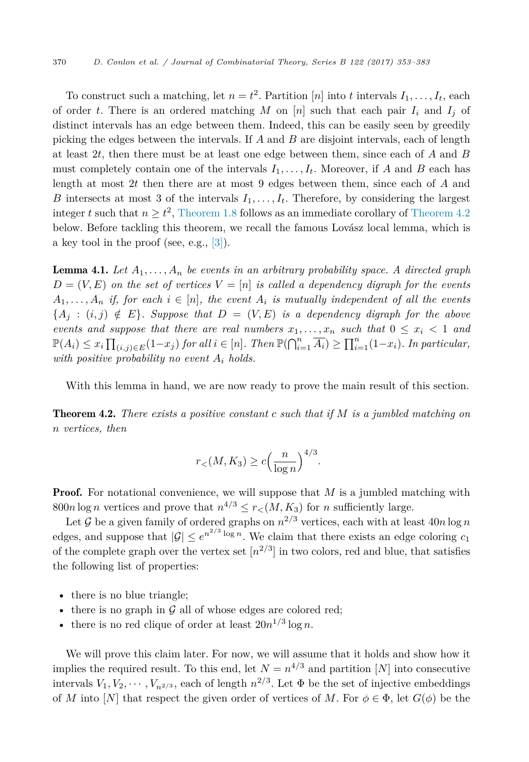To construct such a matching, let $n = t^2$. Partition $[n]$ into $t$ intervals $I_1, \ldots, I_t$, each of order $t$. There is an ordered matching $M$ on $[n]$ such that each pair $I_i$ and $I_j$ of distinct intervals has an edge between them. Indeed, this can be easily seen by greedily picking the edges between the intervals. If $A$ and $B$ are disjoint intervals, each of length at least $2t$, then there must be at least one edge between them, since each of $A$ and $B$ must completely contain one of the intervals $I_1, \ldots, I_t$. Moreover, if $A$ and $B$ each has length at most $2t$ then there are at most 9 edges between them, since each of $A$ and $B$ intersects at most 3 of the intervals $I_1, \ldots, I_t$. Therefore, by considering the largest integer $t$ such that $n \geq t^2$, Theorem 1.8 follows as an immediate corollary of Theorem 4.2 below. Before tackling this theorem, we recall the famous Lovász local lemma, which is a key tool in the proof (see, e.g., [3]).

**Lemma 4.1.** *Let $A_1, \ldots, A_n$ be events in an arbitrary probability space. A directed graph $D = (V, E)$ on the set of vertices $V = [n]$ is called a dependency digraph for the events $A_1, \ldots, A_n$ if, for each $i \in [n]$, the event $A_i$ is mutually independent of all the events $\{A_j : (i,j) \notin E\}$. Suppose that $D = (V, E)$ is a dependency digraph for the above events and suppose that there are real numbers $x_1, \ldots, x_n$ such that $0 \leq x_i < 1$ and $\mathbb{P}(A_i) \leq x_i \prod_{(i,j)\in E}(1-x_j)$ for all $i \in [n]$. Then $\mathbb{P}(\bigcap_{i=1}^n \overline{A_i}) \geq \prod_{i=1}^n (1-x_i)$. In particular, with positive probability no event $A_i$ holds.*

With this lemma in hand, we are now ready to prove the main result of this section.

**Theorem 4.2.** *There exists a positive constant $c$ such that if $M$ is a jumbled matching on $n$ vertices, then*

$$r_<(M, K_3) \geq c\left(\frac{n}{\log n}\right)^{4/3}.$$

**Proof.** For notational convenience, we will suppose that $M$ is a jumbled matching with $800n \log n$ vertices and prove that $n^{4/3} \leq r_<(M, K_3)$ for $n$ sufficiently large.

Let $\mathcal{G}$ be a given family of ordered graphs on $n^{2/3}$ vertices, each with at least $40n \log n$ edges, and suppose that $|\mathcal{G}| \leq e^{n^{2/3} \log n}$. We claim that there exists an edge coloring $c_1$ of the complete graph over the vertex set $[n^{2/3}]$ in two colors, red and blue, that satisfies the following list of properties:

- there is no blue triangle;
- there is no graph in $\mathcal{G}$ all of whose edges are colored red;
- there is no red clique of order at least $20n^{1/3} \log n$.

We will prove this claim later. For now, we will assume that it holds and show how it implies the required result. To this end, let $N = n^{4/3}$ and partition $[N]$ into consecutive intervals $V_1, V_2, \cdots, V_{n^{2/3}}$, each of length $n^{2/3}$. Let $\Phi$ be the set of injective embeddings of $M$ into $[N]$ that respect the given order of vertices of $M$. For $\phi \in \Phi$, let $G(\phi)$ be the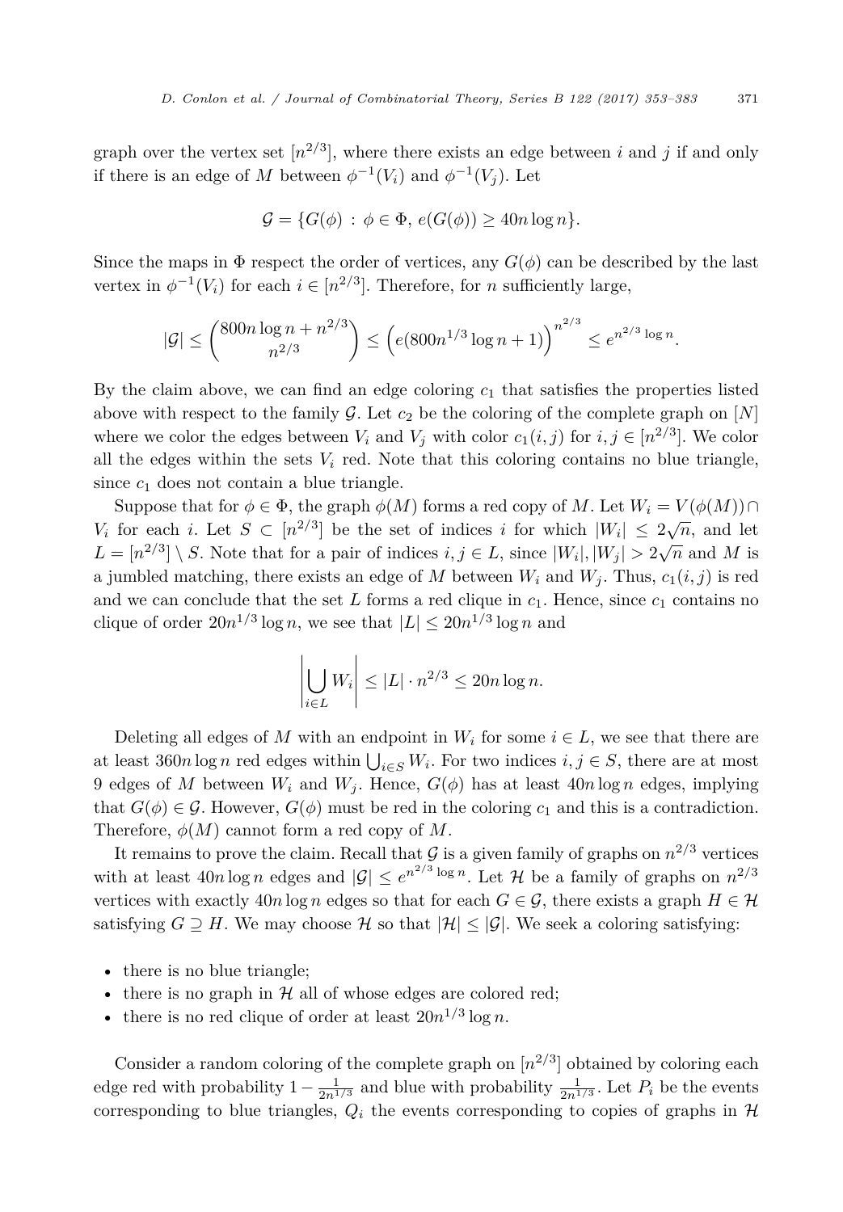graph over the vertex set $[n^{2/3}]$, where there exists an edge between $i$ and $j$ if and only if there is an edge of $M$ between $\phi^{-1}(V_i)$ and $\phi^{-1}(V_j)$. Let

$$\mathcal{G} = \{G(\phi) \,:\, \phi \in \Phi,\, e(G(\phi)) \geq 40n \log n\}.$$

Since the maps in $\Phi$ respect the order of vertices, any $G(\phi)$ can be described by the last vertex in $\phi^{-1}(V_i)$ for each $i \in [n^{2/3}]$. Therefore, for $n$ sufficiently large,

$$|\mathcal{G}| \leq \binom{800n \log n + n^{2/3}}{n^{2/3}} \leq \left(e(800n^{1/3} \log n + 1)\right)^{n^{2/3}} \leq e^{n^{2/3} \log n}.$$

By the claim above, we can find an edge coloring $c_1$ that satisfies the properties listed above with respect to the family $\mathcal{G}$. Let $c_2$ be the coloring of the complete graph on $[N]$ where we color the edges between $V_i$ and $V_j$ with color $c_1(i,j)$ for $i, j \in [n^{2/3}]$. We color all the edges within the sets $V_i$ red. Note that this coloring contains no blue triangle, since $c_1$ does not contain a blue triangle.

Suppose that for $\phi \in \Phi$, the graph $\phi(M)$ forms a red copy of $M$. Let $W_i = V(\phi(M)) \cap V_i$ for each $i$. Let $S \subset [n^{2/3}]$ be the set of indices $i$ for which $|W_i| \leq 2\sqrt{n}$, and let $L = [n^{2/3}] \setminus S$. Note that for a pair of indices $i, j \in L$, since $|W_i|, |W_j| > 2\sqrt{n}$ and $M$ is a jumbled matching, there exists an edge of $M$ between $W_i$ and $W_j$. Thus, $c_1(i,j)$ is red and we can conclude that the set $L$ forms a red clique in $c_1$. Hence, since $c_1$ contains no clique of order $20n^{1/3} \log n$, we see that $|L| \leq 20n^{1/3} \log n$ and

$$\left| \bigcup_{i \in L} W_i \right| \leq |L| \cdot n^{2/3} \leq 20n \log n.$$

Deleting all edges of $M$ with an endpoint in $W_i$ for some $i \in L$, we see that there are at least $360n \log n$ red edges within $\bigcup_{i \in S} W_i$. For two indices $i, j \in S$, there are at most 9 edges of $M$ between $W_i$ and $W_j$. Hence, $G(\phi)$ has at least $40n \log n$ edges, implying that $G(\phi) \in \mathcal{G}$. However, $G(\phi)$ must be red in the coloring $c_1$ and this is a contradiction. Therefore, $\phi(M)$ cannot form a red copy of $M$.

It remains to prove the claim. Recall that $\mathcal{G}$ is a given family of graphs on $n^{2/3}$ vertices with at least $40n \log n$ edges and $|\mathcal{G}| \leq e^{n^{2/3} \log n}$. Let $\mathcal{H}$ be a family of graphs on $n^{2/3}$ vertices with exactly $40n \log n$ edges so that for each $G \in \mathcal{G}$, there exists a graph $H \in \mathcal{H}$ satisfying $G \supseteq H$. We may choose $\mathcal{H}$ so that $|\mathcal{H}| \leq |\mathcal{G}|$. We seek a coloring satisfying:

- there is no blue triangle;
- there is no graph in $\mathcal{H}$ all of whose edges are colored red;
- there is no red clique of order at least $20n^{1/3} \log n$.

Consider a random coloring of the complete graph on $[n^{2/3}]$ obtained by coloring each edge red with probability $1 - \frac{1}{2n^{1/3}}$ and blue with probability $\frac{1}{2n^{1/3}}$. Let $P_i$ be the events corresponding to blue triangles, $Q_i$ the events corresponding to copies of graphs in $\mathcal{H}$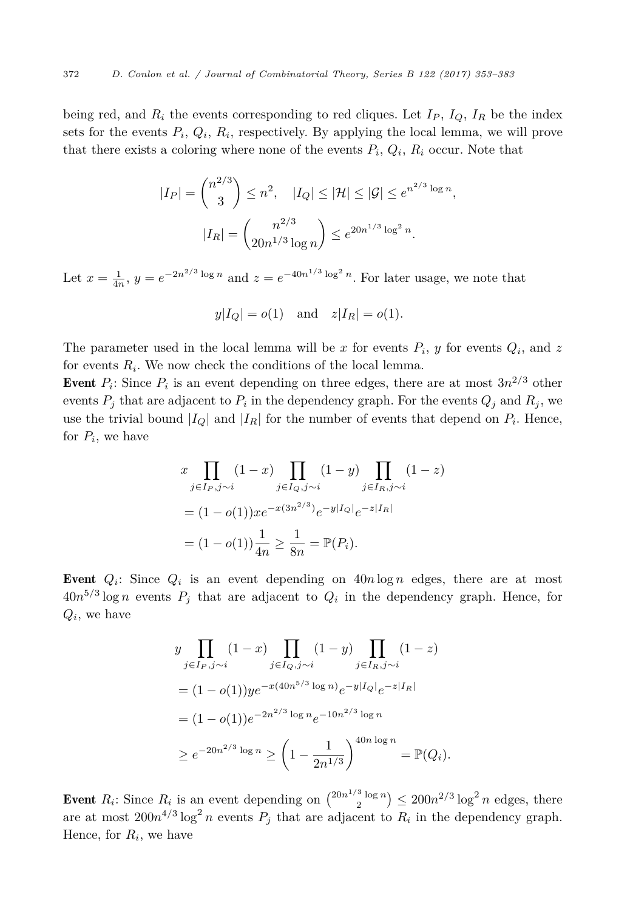being red, and $R_i$ the events corresponding to red cliques. Let $I_P$, $I_Q$, $I_R$ be the index sets for the events $P_i$, $Q_i$, $R_i$, respectively. By applying the local lemma, we will prove that there exists a coloring where none of the events $P_i$, $Q_i$, $R_i$ occur. Note that

$$|I_P| = \binom{n^{2/3}}{3} \leq n^2, \quad |I_Q| \leq |\mathcal{H}| \leq |\mathcal{G}| \leq e^{n^{2/3}\log n},$$
$$|I_R| = \binom{n^{2/3}}{20n^{1/3}\log n} \leq e^{20n^{1/3}\log^2 n}.$$

Let $x = \frac{1}{4n}$, $y = e^{-2n^{2/3}\log n}$ and $z = e^{-40n^{1/3}\log^2 n}$. For later usage, we note that

$$y|I_Q| = o(1) \quad \text{and} \quad z|I_R| = o(1).$$

The parameter used in the local lemma will be $x$ for events $P_i$, $y$ for events $Q_i$, and $z$ for events $R_i$. We now check the conditions of the local lemma.

**Event** $P_i$: Since $P_i$ is an event depending on three edges, there are at most $3n^{2/3}$ other events $P_j$ that are adjacent to $P_i$ in the dependency graph. For the events $Q_j$ and $R_j$, we use the trivial bound $|I_Q|$ and $|I_R|$ for the number of events that depend on $P_i$. Hence, for $P_i$, we have

$$\begin{aligned}
&x \prod_{j \in I_P, j \sim i}(1-x) \prod_{j \in I_Q, j \sim i}(1-y) \prod_{j \in I_R, j \sim i}(1-z) \\
&= (1-o(1))xe^{-x(3n^{2/3})}e^{-y|I_Q|}e^{-z|I_R|} \\
&= (1-o(1))\frac{1}{4n} \geq \frac{1}{8n} = \mathbb{P}(P_i).
\end{aligned}$$

**Event** $Q_i$: Since $Q_i$ is an event depending on $40n\log n$ edges, there are at most $40n^{5/3}\log n$ events $P_j$ that are adjacent to $Q_i$ in the dependency graph. Hence, for $Q_i$, we have

$$\begin{aligned}
&y \prod_{j \in I_P, j \sim i}(1-x) \prod_{j \in I_Q, j \sim i}(1-y) \prod_{j \in I_R, j \sim i}(1-z) \\
&= (1-o(1))ye^{-x(40n^{5/3}\log n)}e^{-y|I_Q|}e^{-z|I_R|} \\
&= (1-o(1))e^{-2n^{2/3}\log n}e^{-10n^{2/3}\log n} \\
&\geq e^{-20n^{2/3}\log n} \geq \left(1 - \frac{1}{2n^{1/3}}\right)^{40n\log n} = \mathbb{P}(Q_i).
\end{aligned}$$

**Event** $R_i$: Since $R_i$ is an event depending on $\binom{20n^{1/3}\log n}{2} \leq 200n^{2/3}\log^2 n$ edges, there are at most $200n^{4/3}\log^2 n$ events $P_j$ that are adjacent to $R_i$ in the dependency graph. Hence, for $R_i$, we have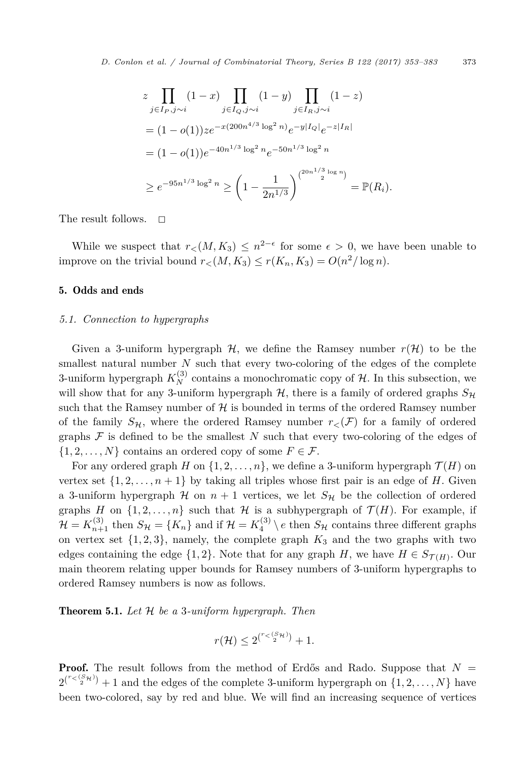$$
\begin{aligned}
&z \prod_{j \in I_P, j \sim i} (1-x) \prod_{j \in I_Q, j \sim i} (1-y) \prod_{j \in I_R, j \sim i} (1-z) \\
&= (1-o(1)) z e^{-x(200n^{4/3}\log^2 n)} e^{-y|I_Q|} e^{-z|I_R|} \\
&= (1-o(1)) e^{-40n^{1/3}\log^2 n} e^{-50n^{1/3}\log^2 n} \\
&\geq e^{-95n^{1/3}\log^2 n} \geq \left(1 - \frac{1}{2n^{1/3}}\right)^{\binom{20n^{1/3}\log n}{2}} = \mathbb{P}(R_i).
\end{aligned}
$$

The result follows. $\square$

While we suspect that $r_<(M, K_3) \leq n^{2-\epsilon}$ for some $\epsilon > 0$, we have been unable to improve on the trivial bound $r_<(M, K_3) \leq r(K_n, K_3) = O(n^2/\log n)$.

## 5. Odds and ends

### 5.1. Connection to hypergraphs

Given a 3-uniform hypergraph $\mathcal{H}$, we define the Ramsey number $r(\mathcal{H})$ to be the smallest natural number $N$ such that every two-coloring of the edges of the complete 3-uniform hypergraph $K_N^{(3)}$ contains a monochromatic copy of $\mathcal{H}$. In this subsection, we will show that for any 3-uniform hypergraph $\mathcal{H}$, there is a family of ordered graphs $S_{\mathcal{H}}$ such that the Ramsey number of $\mathcal{H}$ is bounded in terms of the ordered Ramsey number of the family $S_{\mathcal{H}}$, where the ordered Ramsey number $r_<(\mathcal{F})$ for a family of ordered graphs $\mathcal{F}$ is defined to be the smallest $N$ such that every two-coloring of the edges of $\{1, 2, \ldots, N\}$ contains an ordered copy of some $F \in \mathcal{F}$.

For any ordered graph $H$ on $\{1, 2, \ldots, n\}$, we define a 3-uniform hypergraph $\mathcal{T}(H)$ on vertex set $\{1, 2, \ldots, n+1\}$ by taking all triples whose first pair is an edge of $H$. Given a 3-uniform hypergraph $\mathcal{H}$ on $n+1$ vertices, we let $S_{\mathcal{H}}$ be the collection of ordered graphs $H$ on $\{1, 2, \ldots, n\}$ such that $\mathcal{H}$ is a subhypergraph of $\mathcal{T}(H)$. For example, if $\mathcal{H} = K_{n+1}^{(3)}$ then $S_{\mathcal{H}} = \{K_n\}$ and if $\mathcal{H} = K_4^{(3)} \setminus e$ then $S_{\mathcal{H}}$ contains three different graphs on vertex set $\{1, 2, 3\}$, namely, the complete graph $K_3$ and the two graphs with two edges containing the edge $\{1, 2\}$. Note that for any graph $H$, we have $H \in S_{\mathcal{T}(H)}$. Our main theorem relating upper bounds for Ramsey numbers of 3-uniform hypergraphs to ordered Ramsey numbers is now as follows.

**Theorem 5.1.** *Let $\mathcal{H}$ be a 3-uniform hypergraph. Then*

$$
r(\mathcal{H}) \leq 2^{\binom{r_<(S_{\mathcal{H}})}{2}} + 1.
$$

**Proof.** The result follows from the method of Erdős and Rado. Suppose that $N = 2^{\binom{r_<(S_{\mathcal{H}})}{2}} + 1$ and the edges of the complete 3-uniform hypergraph on $\{1, 2, \ldots, N\}$ have been two-colored, say by red and blue. We will find an increasing sequence of vertices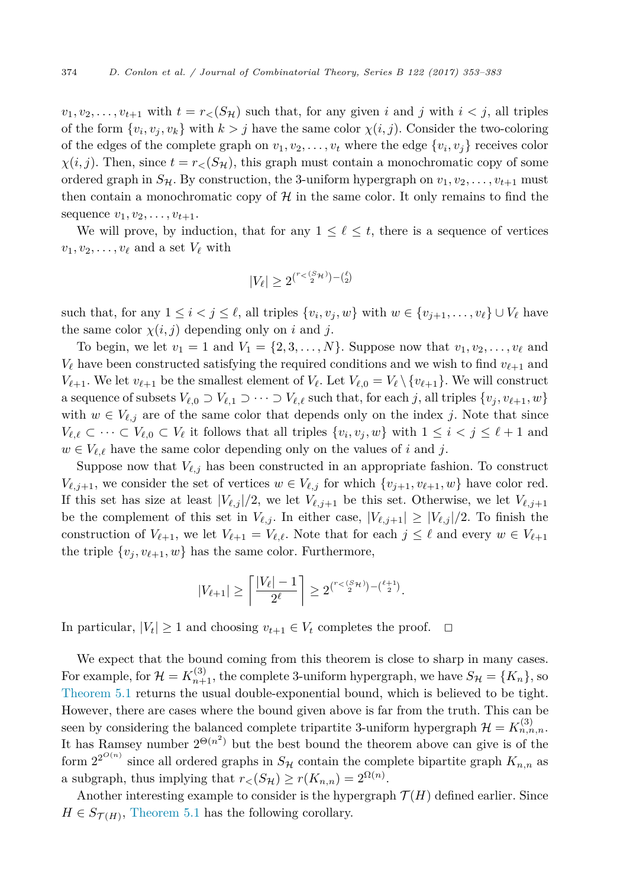$v_1, v_2, \ldots, v_{t+1}$ with $t = r_<(S_\mathcal{H})$ such that, for any given $i$ and $j$ with $i < j$, all triples of the form $\{v_i, v_j, v_k\}$ with $k > j$ have the same color $\chi(i,j)$. Consider the two-coloring of the edges of the complete graph on $v_1, v_2, \ldots, v_t$ where the edge $\{v_i, v_j\}$ receives color $\chi(i,j)$. Then, since $t = r_<(S_\mathcal{H})$, this graph must contain a monochromatic copy of some ordered graph in $S_\mathcal{H}$. By construction, the 3-uniform hypergraph on $v_1, v_2, \ldots, v_{t+1}$ must then contain a monochromatic copy of $\mathcal{H}$ in the same color. It only remains to find the sequence $v_1, v_2, \ldots, v_{t+1}$.

We will prove, by induction, that for any $1 \le \ell \le t$, there is a sequence of vertices $v_1, v_2, \ldots, v_\ell$ and a set $V_\ell$ with

$$|V_\ell| \ge 2^{\binom{r_<(S_\mathcal{H})}{2} - \binom{\ell}{2}}$$

such that, for any $1 \le i < j \le \ell$, all triples $\{v_i, v_j, w\}$ with $w \in \{v_{j+1}, \ldots, v_\ell\} \cup V_\ell$ have the same color $\chi(i,j)$ depending only on $i$ and $j$.

To begin, we let $v_1 = 1$ and $V_1 = \{2, 3, \ldots, N\}$. Suppose now that $v_1, v_2, \ldots, v_\ell$ and $V_\ell$ have been constructed satisfying the required conditions and we wish to find $v_{\ell+1}$ and $V_{\ell+1}$. We let $v_{\ell+1}$ be the smallest element of $V_\ell$. Let $V_{\ell,0} = V_\ell \setminus \{v_{\ell+1}\}$. We will construct a sequence of subsets $V_{\ell,0} \supset V_{\ell,1} \supset \cdots \supset V_{\ell,\ell}$ such that, for each $j$, all triples $\{v_j, v_{\ell+1}, w\}$ with $w \in V_{\ell,j}$ are of the same color that depends only on the index $j$. Note that since $V_{\ell,\ell} \subset \cdots \subset V_{\ell,0} \subset V_\ell$ it follows that all triples $\{v_i, v_j, w\}$ with $1 \le i < j \le \ell + 1$ and $w \in V_{\ell,\ell}$ have the same color depending only on the values of $i$ and $j$.

Suppose now that $V_{\ell,j}$ has been constructed in an appropriate fashion. To construct $V_{\ell,j+1}$, we consider the set of vertices $w \in V_{\ell,j}$ for which $\{v_{j+1}, v_{\ell+1}, w\}$ have color red. If this set has size at least $|V_{\ell,j}|/2$, we let $V_{\ell,j+1}$ be this set. Otherwise, we let $V_{\ell,j+1}$ be the complement of this set in $V_{\ell,j}$. In either case, $|V_{\ell,j+1}| \ge |V_{\ell,j}|/2$. To finish the construction of $V_{\ell+1}$, we let $V_{\ell+1} = V_{\ell,\ell}$. Note that for each $j \le \ell$ and every $w \in V_{\ell+1}$ the triple $\{v_j, v_{\ell+1}, w\}$ has the same color. Furthermore,

$$|V_{\ell+1}| \ge \left\lceil \frac{|V_\ell| - 1}{2^\ell} \right\rceil \ge 2^{\binom{r_<(S_\mathcal{H})}{2} - \binom{\ell+1}{2}}.$$

In particular, $|V_t| \ge 1$ and choosing $v_{t+1} \in V_t$ completes the proof. $\square$

We expect that the bound coming from this theorem is close to sharp in many cases. For example, for $\mathcal{H} = K_{n+1}^{(3)}$, the complete 3-uniform hypergraph, we have $S_\mathcal{H} = \{K_n\}$, so Theorem 5.1 returns the usual double-exponential bound, which is believed to be tight. However, there are cases where the bound given above is far from the truth. This can be seen by considering the balanced complete tripartite 3-uniform hypergraph $\mathcal{H} = K_{n,n,n}^{(3)}$. It has Ramsey number $2^{\Theta(n^2)}$ but the best bound the theorem above can give is of the form $2^{2^{O(n)}}$ since all ordered graphs in $S_\mathcal{H}$ contain the complete bipartite graph $K_{n,n}$ as a subgraph, thus implying that $r_<(S_\mathcal{H}) \ge r(K_{n,n}) = 2^{\Omega(n)}$.

Another interesting example to consider is the hypergraph $\mathcal{T}(H)$ defined earlier. Since $H \in S_{\mathcal{T}(H)}$, Theorem 5.1 has the following corollary.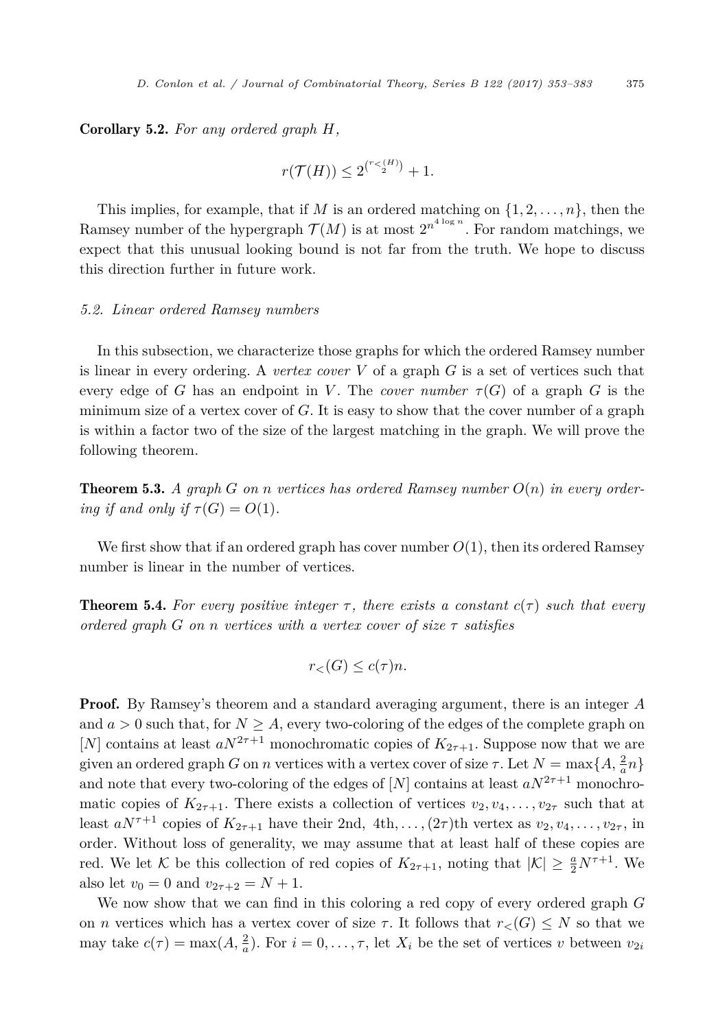**Corollary 5.2.** *For any ordered graph $H$,*

$$r(\mathcal{T}(H)) \leq 2^{\binom{r_<(H)}{2}} + 1.$$

This implies, for example, that if $M$ is an ordered matching on $\{1, 2, \ldots, n\}$, then the Ramsey number of the hypergraph $\mathcal{T}(M)$ is at most $2^{n^{4 \log n}}$. For random matchings, we expect that this unusual looking bound is not far from the truth. We hope to discuss this direction further in future work.

### *5.2. Linear ordered Ramsey numbers*

In this subsection, we characterize those graphs for which the ordered Ramsey number is linear in every ordering. A *vertex cover $V$* of a graph $G$ is a set of vertices such that every edge of $G$ has an endpoint in $V$. The *cover number* $\tau(G)$ of a graph $G$ is the minimum size of a vertex cover of $G$. It is easy to show that the cover number of a graph is within a factor two of the size of the largest matching in the graph. We will prove the following theorem.

**Theorem 5.3.** *A graph $G$ on $n$ vertices has ordered Ramsey number $O(n)$ in every ordering if and only if $\tau(G) = O(1)$.*

We first show that if an ordered graph has cover number $O(1)$, then its ordered Ramsey number is linear in the number of vertices.

**Theorem 5.4.** *For every positive integer $\tau$, there exists a constant $c(\tau)$ such that every ordered graph $G$ on $n$ vertices with a vertex cover of size $\tau$ satisfies*

$$r_<(G) \leq c(\tau)n.$$

**Proof.** By Ramsey's theorem and a standard averaging argument, there is an integer $A$ and $a > 0$ such that, for $N \geq A$, every two-coloring of the edges of the complete graph on $[N]$ contains at least $aN^{2\tau+1}$ monochromatic copies of $K_{2\tau+1}$. Suppose now that we are given an ordered graph $G$ on $n$ vertices with a vertex cover of size $\tau$. Let $N = \max\{A, \frac{2}{a}n\}$ and note that every two-coloring of the edges of $[N]$ contains at least $aN^{2\tau+1}$ monochromatic copies of $K_{2\tau+1}$. There exists a collection of vertices $v_2, v_4, \ldots, v_{2\tau}$ such that at least $aN^{\tau+1}$ copies of $K_{2\tau+1}$ have their 2nd, 4th, $\ldots$, $(2\tau)$th vertex as $v_2, v_4, \ldots, v_{2\tau}$, in order. Without loss of generality, we may assume that at least half of these copies are red. We let $\mathcal{K}$ be this collection of red copies of $K_{2\tau+1}$, noting that $|\mathcal{K}| \geq \frac{a}{2}N^{\tau+1}$. We also let $v_0 = 0$ and $v_{2\tau+2} = N + 1$.

We now show that we can find in this coloring a red copy of every ordered graph $G$ on $n$ vertices which has a vertex cover of size $\tau$. It follows that $r_<(G) \leq N$ so that we may take $c(\tau) = \max(A, \frac{2}{a})$. For $i = 0, \ldots, \tau$, let $X_i$ be the set of vertices $v$ between $v_{2i}$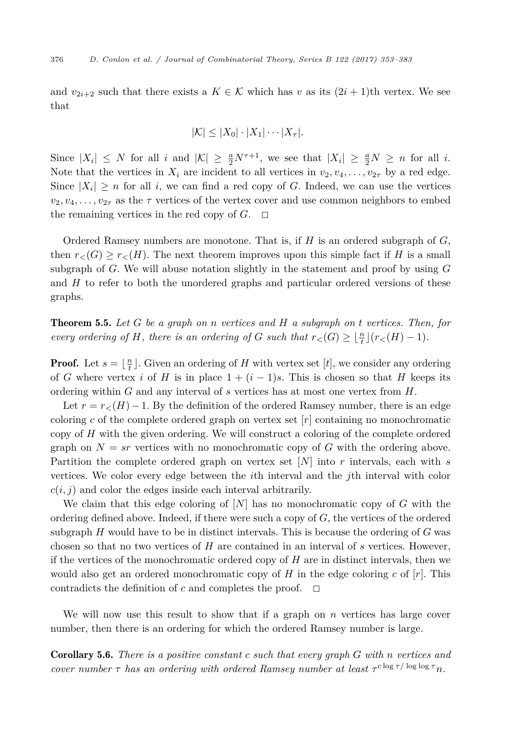and $v_{2i+2}$ such that there exists a $K \in \mathcal{K}$ which has $v$ as its $(2i+1)$th vertex. We see that

$$|\mathcal{K}| \leq |X_0| \cdot |X_1| \cdots |X_\tau|.$$

Since $|X_i| \leq N$ for all $i$ and $|\mathcal{K}| \geq \frac{a}{2}N^{\tau+1}$, we see that $|X_i| \geq \frac{a}{2}N \geq n$ for all $i$. Note that the vertices in $X_i$ are incident to all vertices in $v_2, v_4, \ldots, v_{2\tau}$ by a red edge. Since $|X_i| \geq n$ for all $i$, we can find a red copy of $G$. Indeed, we can use the vertices $v_2, v_4, \ldots, v_{2\tau}$ as the $\tau$ vertices of the vertex cover and use common neighbors to embed the remaining vertices in the red copy of $G$. $\square$

Ordered Ramsey numbers are monotone. That is, if $H$ is an ordered subgraph of $G$, then $r_<(G) \geq r_<(H)$. The next theorem improves upon this simple fact if $H$ is a small subgraph of $G$. We will abuse notation slightly in the statement and proof by using $G$ and $H$ to refer to both the unordered graphs and particular ordered versions of these graphs.

**Theorem 5.5.** *Let $G$ be a graph on $n$ vertices and $H$ a subgraph on $t$ vertices. Then, for every ordering of $H$, there is an ordering of $G$ such that $r_<(G) \geq \lfloor \frac{n}{t} \rfloor (r_<(H) - 1)$.*

**Proof.** Let $s = \lfloor \frac{n}{t} \rfloor$. Given an ordering of $H$ with vertex set $[t]$, we consider any ordering of $G$ where vertex $i$ of $H$ is in place $1 + (i-1)s$. This is chosen so that $H$ keeps its ordering within $G$ and any interval of $s$ vertices has at most one vertex from $H$.

Let $r = r_<(H) - 1$. By the definition of the ordered Ramsey number, there is an edge coloring $c$ of the complete ordered graph on vertex set $[r]$ containing no monochromatic copy of $H$ with the given ordering. We will construct a coloring of the complete ordered graph on $N = sr$ vertices with no monochromatic copy of $G$ with the ordering above. Partition the complete ordered graph on vertex set $[N]$ into $r$ intervals, each with $s$ vertices. We color every edge between the $i$th interval and the $j$th interval with color $c(i,j)$ and color the edges inside each interval arbitrarily.

We claim that this edge coloring of $[N]$ has no monochromatic copy of $G$ with the ordering defined above. Indeed, if there were such a copy of $G$, the vertices of the ordered subgraph $H$ would have to be in distinct intervals. This is because the ordering of $G$ was chosen so that no two vertices of $H$ are contained in an interval of $s$ vertices. However, if the vertices of the monochromatic ordered copy of $H$ are in distinct intervals, then we would also get an ordered monochromatic copy of $H$ in the edge coloring $c$ of $[r]$. This contradicts the definition of $c$ and completes the proof. $\square$

We will now use this result to show that if a graph on $n$ vertices has large cover number, then there is an ordering for which the ordered Ramsey number is large.

**Corollary 5.6.** *There is a positive constant $c$ such that every graph $G$ with $n$ vertices and cover number $\tau$ has an ordering with ordered Ramsey number at least $\tau^{c \log \tau / \log \log \tau} n$.*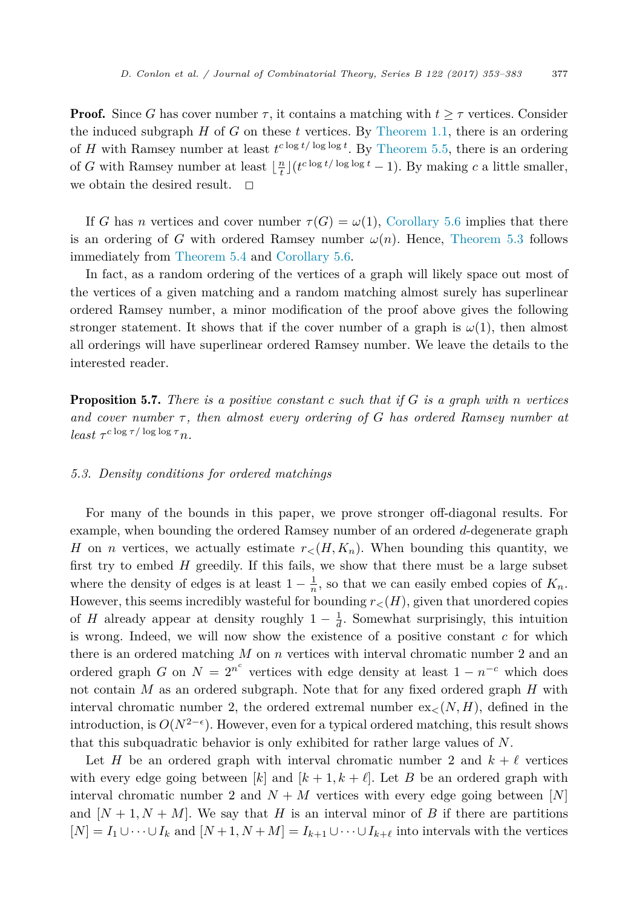**Proof.** Since $G$ has cover number $\tau$, it contains a matching with $t \geq \tau$ vertices. Consider the induced subgraph $H$ of $G$ on these $t$ vertices. By Theorem 1.1, there is an ordering of $H$ with Ramsey number at least $t^{c \log t/ \log \log t}$. By Theorem 5.5, there is an ordering of $G$ with Ramsey number at least $\lfloor \frac{n}{t} \rfloor (t^{c \log t/ \log \log t} - 1)$. By making $c$ a little smaller, we obtain the desired result. $\square$

If $G$ has $n$ vertices and cover number $\tau(G) = \omega(1)$, Corollary 5.6 implies that there is an ordering of $G$ with ordered Ramsey number $\omega(n)$. Hence, Theorem 5.3 follows immediately from Theorem 5.4 and Corollary 5.6.

In fact, as a random ordering of the vertices of a graph will likely space out most of the vertices of a given matching and a random matching almost surely has superlinear ordered Ramsey number, a minor modification of the proof above gives the following stronger statement. It shows that if the cover number of a graph is $\omega(1)$, then almost all orderings will have superlinear ordered Ramsey number. We leave the details to the interested reader.

**Proposition 5.7.** *There is a positive constant $c$ such that if $G$ is a graph with $n$ vertices and cover number $\tau$, then almost every ordering of $G$ has ordered Ramsey number at least $\tau^{c \log \tau / \log \log \tau} n$.*

### *5.3. Density conditions for ordered matchings*

For many of the bounds in this paper, we prove stronger off-diagonal results. For example, when bounding the ordered Ramsey number of an ordered $d$-degenerate graph $H$ on $n$ vertices, we actually estimate $r_<(H, K_n)$. When bounding this quantity, we first try to embed $H$ greedily. If this fails, we show that there must be a large subset where the density of edges is at least $1 - \frac{1}{n}$, so that we can easily embed copies of $K_n$. However, this seems incredibly wasteful for bounding $r_<(H)$, given that unordered copies of $H$ already appear at density roughly $1 - \frac{1}{d}$. Somewhat surprisingly, this intuition is wrong. Indeed, we will now show the existence of a positive constant $c$ for which there is an ordered matching $M$ on $n$ vertices with interval chromatic number 2 and an ordered graph $G$ on $N = 2^{n^c}$ vertices with edge density at least $1 - n^{-c}$ which does not contain $M$ as an ordered subgraph. Note that for any fixed ordered graph $H$ with interval chromatic number 2, the ordered extremal number $\mathrm{ex}_<(N, H)$, defined in the introduction, is $O(N^{2-\epsilon})$. However, even for a typical ordered matching, this result shows that this subquadratic behavior is only exhibited for rather large values of $N$.

Let $H$ be an ordered graph with interval chromatic number 2 and $k + \ell$ vertices with every edge going between $[k]$ and $[k + 1, k + \ell]$. Let $B$ be an ordered graph with interval chromatic number 2 and $N + M$ vertices with every edge going between $[N]$ and $[N + 1, N + M]$. We say that $H$ is an interval minor of $B$ if there are partitions $[N] = I_1 \cup \cdots \cup I_k$ and $[N + 1, N + M] = I_{k+1} \cup \cdots \cup I_{k+\ell}$ into intervals with the vertices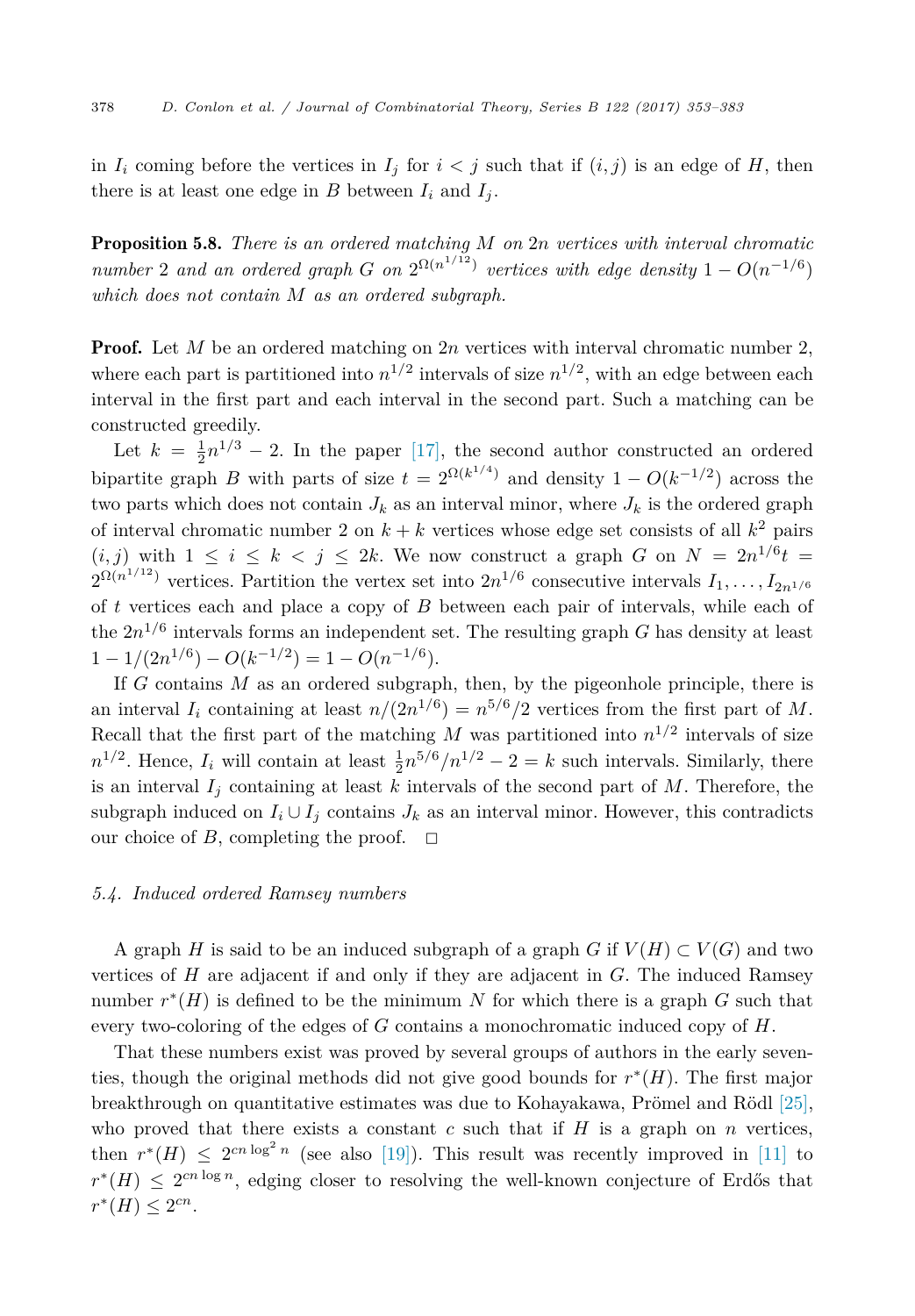in $I_i$ coming before the vertices in $I_j$ for $i < j$ such that if $(i, j)$ is an edge of $H$, then there is at least one edge in $B$ between $I_i$ and $I_j$.

**Proposition 5.8.** *There is an ordered matching $M$ on $2n$ vertices with interval chromatic number 2 and an ordered graph $G$ on $2^{\Omega(n^{1/12})}$ vertices with edge density $1 - O(n^{-1/6})$ which does not contain $M$ as an ordered subgraph.*

**Proof.** Let $M$ be an ordered matching on $2n$ vertices with interval chromatic number 2, where each part is partitioned into $n^{1/2}$ intervals of size $n^{1/2}$, with an edge between each interval in the first part and each interval in the second part. Such a matching can be constructed greedily.

Let $k = \frac{1}{2}n^{1/3} - 2$. In the paper [17], the second author constructed an ordered bipartite graph $B$ with parts of size $t = 2^{\Omega(k^{1/4})}$ and density $1 - O(k^{-1/2})$ across the two parts which does not contain $J_k$ as an interval minor, where $J_k$ is the ordered graph of interval chromatic number 2 on $k + k$ vertices whose edge set consists of all $k^2$ pairs $(i, j)$ with $1 \leq i \leq k < j \leq 2k$. We now construct a graph $G$ on $N = 2n^{1/6}t = 2^{\Omega(n^{1/12})}$ vertices. Partition the vertex set into $2n^{1/6}$ consecutive intervals $I_1, \ldots, I_{2n^{1/6}}$ of $t$ vertices each and place a copy of $B$ between each pair of intervals, while each of the $2n^{1/6}$ intervals forms an independent set. The resulting graph $G$ has density at least $1 - 1/(2n^{1/6}) - O(k^{-1/2}) = 1 - O(n^{-1/6})$.

If $G$ contains $M$ as an ordered subgraph, then, by the pigeonhole principle, there is an interval $I_i$ containing at least $n/(2n^{1/6}) = n^{5/6}/2$ vertices from the first part of $M$. Recall that the first part of the matching $M$ was partitioned into $n^{1/2}$ intervals of size $n^{1/2}$. Hence, $I_i$ will contain at least $\frac{1}{2}n^{5/6}/n^{1/2} - 2 = k$ such intervals. Similarly, there is an interval $I_j$ containing at least $k$ intervals of the second part of $M$. Therefore, the subgraph induced on $I_i \cup I_j$ contains $J_k$ as an interval minor. However, this contradicts our choice of $B$, completing the proof. $\square$

### 5.4. Induced ordered Ramsey numbers

A graph $H$ is said to be an induced subgraph of a graph $G$ if $V(H) \subset V(G)$ and two vertices of $H$ are adjacent if and only if they are adjacent in $G$. The induced Ramsey number $r^*(H)$ is defined to be the minimum $N$ for which there is a graph $G$ such that every two-coloring of the edges of $G$ contains a monochromatic induced copy of $H$.

That these numbers exist was proved by several groups of authors in the early seventies, though the original methods did not give good bounds for $r^*(H)$. The first major breakthrough on quantitative estimates was due to Kohayakawa, Prömel and Rödl [25], who proved that there exists a constant $c$ such that if $H$ is a graph on $n$ vertices, then $r^*(H) \leq 2^{cn \log^2 n}$ (see also [19]). This result was recently improved in [11] to $r^*(H) \leq 2^{cn \log n}$, edging closer to resolving the well-known conjecture of Erdős that $r^*(H) \leq 2^{cn}$.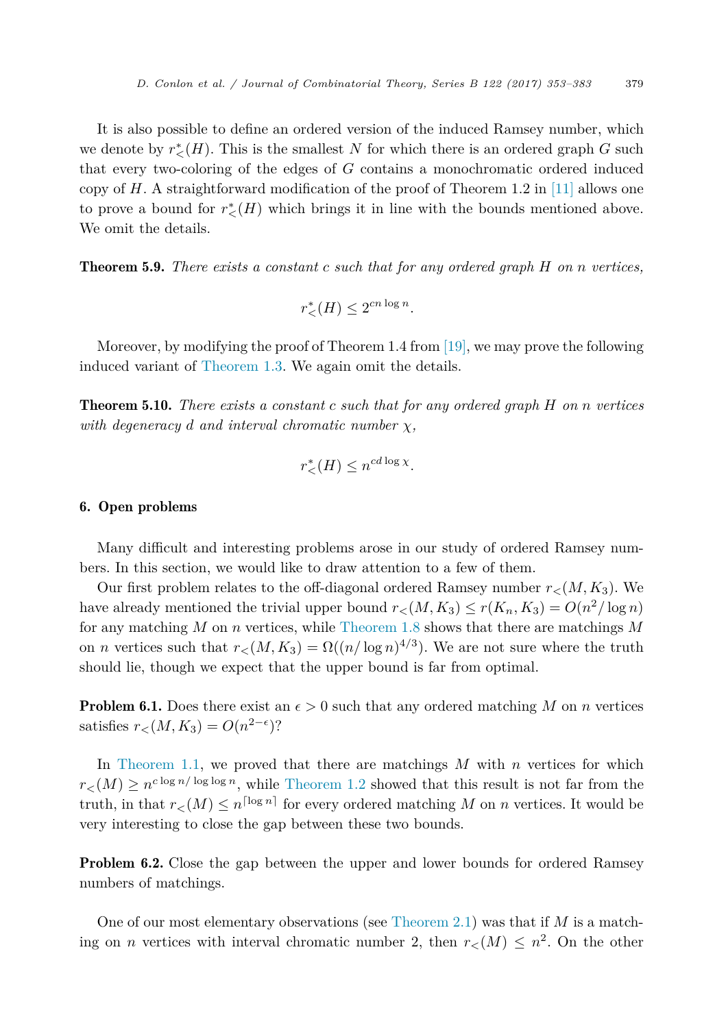It is also possible to define an ordered version of the induced Ramsey number, which we denote by $r^*_<(H)$. This is the smallest $N$ for which there is an ordered graph $G$ such that every two-coloring of the edges of $G$ contains a monochromatic ordered induced copy of $H$. A straightforward modification of the proof of Theorem 1.2 in [11] allows one to prove a bound for $r^*_<(H)$ which brings it in line with the bounds mentioned above. We omit the details.

**Theorem 5.9.** *There exists a constant $c$ such that for any ordered graph $H$ on $n$ vertices,*

$$r^*_<(H) \le 2^{cn \log n}.$$

Moreover, by modifying the proof of Theorem 1.4 from [19], we may prove the following induced variant of Theorem 1.3. We again omit the details.

**Theorem 5.10.** *There exists a constant $c$ such that for any ordered graph $H$ on $n$ vertices with degeneracy $d$ and interval chromatic number $\chi$,*

$$r^*_<(H) \le n^{cd \log \chi}.$$

## 6. Open problems

Many difficult and interesting problems arose in our study of ordered Ramsey numbers. In this section, we would like to draw attention to a few of them.

Our first problem relates to the off-diagonal ordered Ramsey number $r_<(M, K_3)$. We have already mentioned the trivial upper bound $r_<(M, K_3) \le r(K_n, K_3) = O(n^2/\log n)$ for any matching $M$ on $n$ vertices, while Theorem 1.8 shows that there are matchings $M$ on $n$ vertices such that $r_<(M, K_3) = \Omega((n/\log n)^{4/3})$. We are not sure where the truth should lie, though we expect that the upper bound is far from optimal.

**Problem 6.1.** Does there exist an $\epsilon > 0$ such that any ordered matching $M$ on $n$ vertices satisfies $r_<(M, K_3) = O(n^{2-\epsilon})$?

In Theorem 1.1, we proved that there are matchings $M$ with $n$ vertices for which $r_<(M) \ge n^{c \log n/ \log\log n}$, while Theorem 1.2 showed that this result is not far from the truth, in that $r_<(M) \le n^{\lceil \log n \rceil}$ for every ordered matching $M$ on $n$ vertices. It would be very interesting to close the gap between these two bounds.

**Problem 6.2.** Close the gap between the upper and lower bounds for ordered Ramsey numbers of matchings.

One of our most elementary observations (see Theorem 2.1) was that if $M$ is a matching on $n$ vertices with interval chromatic number 2, then $r_<(M) \le n^2$. On the other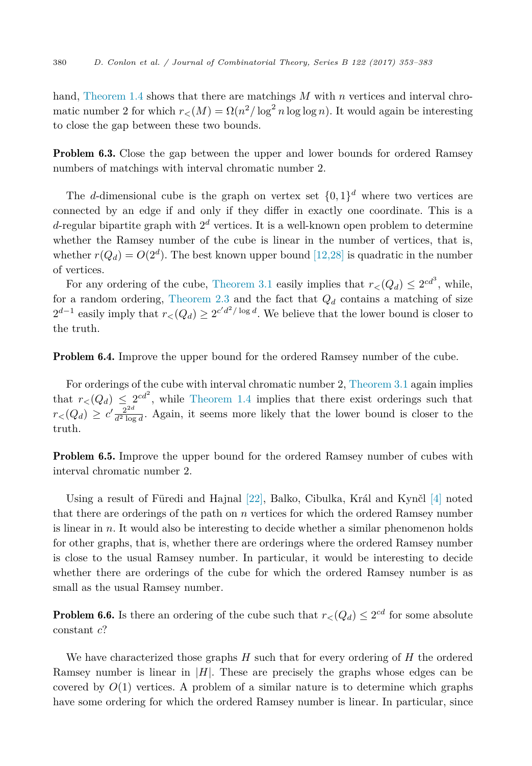hand, Theorem 1.4 shows that there are matchings $M$ with $n$ vertices and interval chromatic number 2 for which $r_<(M) = \Omega(n^2/\log^2 n \log\log n)$. It would again be interesting to close the gap between these two bounds.

**Problem 6.3.** Close the gap between the upper and lower bounds for ordered Ramsey numbers of matchings with interval chromatic number 2.

The $d$-dimensional cube is the graph on vertex set $\{0,1\}^d$ where two vertices are connected by an edge if and only if they differ in exactly one coordinate. This is a $d$-regular bipartite graph with $2^d$ vertices. It is a well-known open problem to determine whether the Ramsey number of the cube is linear in the number of vertices, that is, whether $r(Q_d) = O(2^d)$. The best known upper bound [12,28] is quadratic in the number of vertices.

For any ordering of the cube, Theorem 3.1 easily implies that $r_<(Q_d) \leq 2^{cd^3}$, while, for a random ordering, Theorem 2.3 and the fact that $Q_d$ contains a matching of size $2^{d-1}$ easily imply that $r_<(Q_d) \geq 2^{c'd^2/\log d}$. We believe that the lower bound is closer to the truth.

**Problem 6.4.** Improve the upper bound for the ordered Ramsey number of the cube.

For orderings of the cube with interval chromatic number 2, Theorem 3.1 again implies that $r_<(Q_d) \leq 2^{cd^2}$, while Theorem 1.4 implies that there exist orderings such that $r_<(Q_d) \geq c'\frac{2^{2d}}{d^2 \log d}$. Again, it seems more likely that the lower bound is closer to the truth.

**Problem 6.5.** Improve the upper bound for the ordered Ramsey number of cubes with interval chromatic number 2.

Using a result of Füredi and Hajnal [22], Balko, Cibulka, Král and Kynčl [4] noted that there are orderings of the path on $n$ vertices for which the ordered Ramsey number is linear in $n$. It would also be interesting to decide whether a similar phenomenon holds for other graphs, that is, whether there are orderings where the ordered Ramsey number is close to the usual Ramsey number. In particular, it would be interesting to decide whether there are orderings of the cube for which the ordered Ramsey number is as small as the usual Ramsey number.

**Problem 6.6.** Is there an ordering of the cube such that $r_<(Q_d) \leq 2^{cd}$ for some absolute constant $c$?

We have characterized those graphs $H$ such that for every ordering of $H$ the ordered Ramsey number is linear in $|H|$. These are precisely the graphs whose edges can be covered by $O(1)$ vertices. A problem of a similar nature is to determine which graphs have some ordering for which the ordered Ramsey number is linear. In particular, since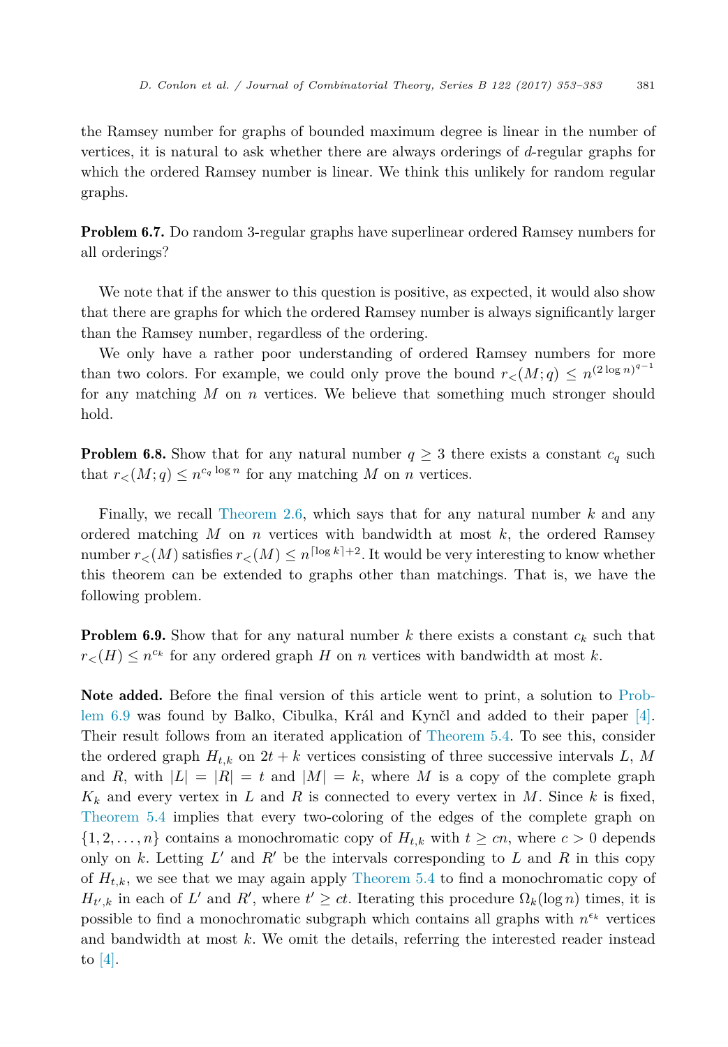the Ramsey number for graphs of bounded maximum degree is linear in the number of vertices, it is natural to ask whether there are always orderings of $d$-regular graphs for which the ordered Ramsey number is linear. We think this unlikely for random regular graphs.

**Problem 6.7.** Do random 3-regular graphs have superlinear ordered Ramsey numbers for all orderings?

We note that if the answer to this question is positive, as expected, it would also show that there are graphs for which the ordered Ramsey number is always significantly larger than the Ramsey number, regardless of the ordering.

We only have a rather poor understanding of ordered Ramsey numbers for more than two colors. For example, we could only prove the bound $r_<(M;q) \leq n^{(2\log n)^{q-1}}$ for any matching $M$ on $n$ vertices. We believe that something much stronger should hold.

**Problem 6.8.** Show that for any natural number $q \geq 3$ there exists a constant $c_q$ such that $r_<(M;q) \leq n^{c_q \log n}$ for any matching $M$ on $n$ vertices.

Finally, we recall Theorem 2.6, which says that for any natural number $k$ and any ordered matching $M$ on $n$ vertices with bandwidth at most $k$, the ordered Ramsey number $r_<(M)$ satisfies $r_<(M) \leq n^{\lceil \log k \rceil + 2}$. It would be very interesting to know whether this theorem can be extended to graphs other than matchings. That is, we have the following problem.

**Problem 6.9.** Show that for any natural number $k$ there exists a constant $c_k$ such that $r_<(H) \leq n^{c_k}$ for any ordered graph $H$ on $n$ vertices with bandwidth at most $k$.

**Note added.** Before the final version of this article went to print, a solution to Problem 6.9 was found by Balko, Cibulka, Král and Kynčl and added to their paper [4]. Their result follows from an iterated application of Theorem 5.4. To see this, consider the ordered graph $H_{t,k}$ on $2t + k$ vertices consisting of three successive intervals $L$, $M$ and $R$, with $|L| = |R| = t$ and $|M| = k$, where $M$ is a copy of the complete graph $K_k$ and every vertex in $L$ and $R$ is connected to every vertex in $M$. Since $k$ is fixed, Theorem 5.4 implies that every two-coloring of the edges of the complete graph on $\{1, 2, \ldots, n\}$ contains a monochromatic copy of $H_{t,k}$ with $t \geq cn$, where $c > 0$ depends only on $k$. Letting $L'$ and $R'$ be the intervals corresponding to $L$ and $R$ in this copy of $H_{t,k}$, we see that we may again apply Theorem 5.4 to find a monochromatic copy of $H_{t',k}$ in each of $L'$ and $R'$, where $t' \geq ct$. Iterating this procedure $\Omega_k(\log n)$ times, it is possible to find a monochromatic subgraph which contains all graphs with $n^{\epsilon_k}$ vertices and bandwidth at most $k$. We omit the details, referring the interested reader instead to [4].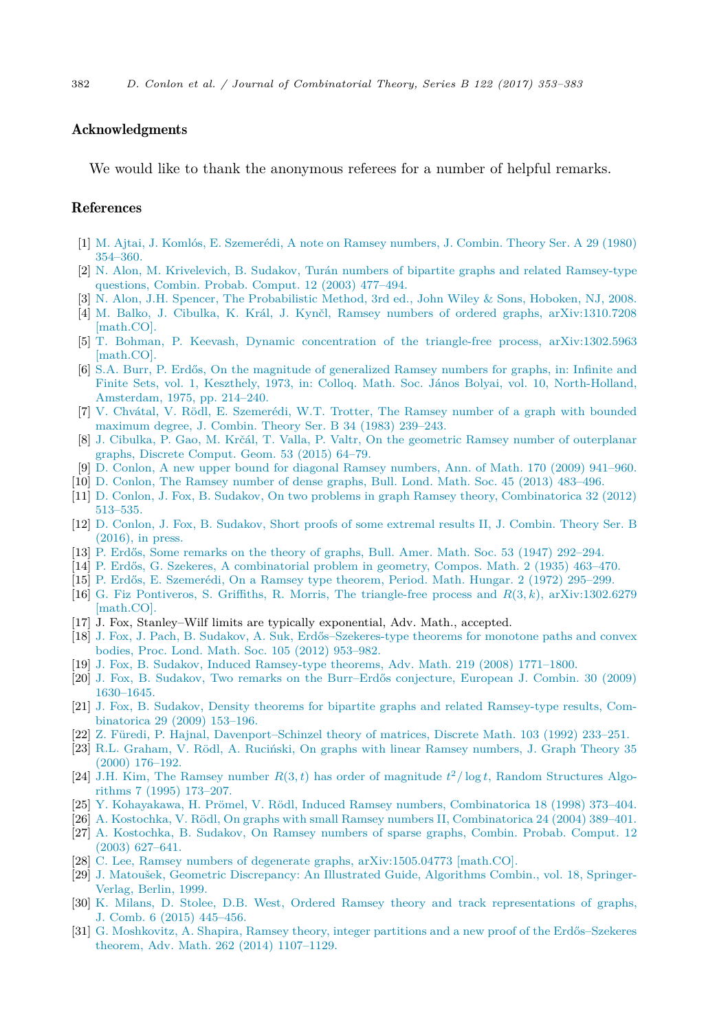## Acknowledgments

We would like to thank the anonymous referees for a number of helpful remarks.

## References

[1] M. Ajtai, J. Komlós, E. Szemerédi, A note on Ramsey numbers, J. Combin. Theory Ser. A 29 (1980) 354–360.

[2] N. Alon, M. Krivelevich, B. Sudakov, Turán numbers of bipartite graphs and related Ramsey-type questions, Combin. Probab. Comput. 12 (2003) 477–494.

[3] N. Alon, J.H. Spencer, The Probabilistic Method, 3rd ed., John Wiley & Sons, Hoboken, NJ, 2008.

[4] M. Balko, J. Cibulka, K. Král, J. Kynčl, Ramsey numbers of ordered graphs, arXiv:1310.7208 [math.CO].

[5] T. Bohman, P. Keevash, Dynamic concentration of the triangle-free process, arXiv:1302.5963 [math.CO].

[6] S.A. Burr, P. Erdős, On the magnitude of generalized Ramsey numbers for graphs, in: Infinite and Finite Sets, vol. 1, Keszthely, 1973, in: Colloq. Math. Soc. János Bolyai, vol. 10, North-Holland, Amsterdam, 1975, pp. 214–240.

[7] V. Chvátal, V. Rödl, E. Szemerédi, W.T. Trotter, The Ramsey number of a graph with bounded maximum degree, J. Combin. Theory Ser. B 34 (1983) 239–243.

[8] J. Cibulka, P. Gao, M. Krčál, T. Valla, P. Valtr, On the geometric Ramsey number of outerplanar graphs, Discrete Comput. Geom. 53 (2015) 64–79.

[9] D. Conlon, A new upper bound for diagonal Ramsey numbers, Ann. of Math. 170 (2009) 941–960.

[10] D. Conlon, The Ramsey number of dense graphs, Bull. Lond. Math. Soc. 45 (2013) 483–496.

[11] D. Conlon, J. Fox, B. Sudakov, On two problems in graph Ramsey theory, Combinatorica 32 (2012) 513–535.

[12] D. Conlon, J. Fox, B. Sudakov, Short proofs of some extremal results II, J. Combin. Theory Ser. B (2016), in press.

[13] P. Erdős, Some remarks on the theory of graphs, Bull. Amer. Math. Soc. 53 (1947) 292–294.

[14] P. Erdős, G. Szekeres, A combinatorial problem in geometry, Compos. Math. 2 (1935) 463–470.

[15] P. Erdős, E. Szemerédi, On a Ramsey type theorem, Period. Math. Hungar. 2 (1972) 295–299.

[16] G. Fiz Pontiveros, S. Griffiths, R. Morris, The triangle-free process and $R(3, k)$, arXiv:1302.6279 [math.CO].

[17] J. Fox, Stanley–Wilf limits are typically exponential, Adv. Math., accepted.

[18] J. Fox, J. Pach, B. Sudakov, A. Suk, Erdős–Szekeres-type theorems for monotone paths and convex bodies, Proc. Lond. Math. Soc. 105 (2012) 953–982.

[19] J. Fox, B. Sudakov, Induced Ramsey-type theorems, Adv. Math. 219 (2008) 1771–1800.

[20] J. Fox, B. Sudakov, Two remarks on the Burr–Erdős conjecture, European J. Combin. 30 (2009) 1630–1645.

[21] J. Fox, B. Sudakov, Density theorems for bipartite graphs and related Ramsey-type results, Combinatorica 29 (2009) 153–196.

[22] Z. Füredi, P. Hajnal, Davenport–Schinzel theory of matrices, Discrete Math. 103 (1992) 233–251.

[23] R.L. Graham, V. Rödl, A. Ruciński, On graphs with linear Ramsey numbers, J. Graph Theory 35 (2000) 176–192.

[24] J.H. Kim, The Ramsey number $R(3, t)$ has order of magnitude $t^2/\log t$, Random Structures Algorithms 7 (1995) 173–207.

[25] Y. Kohayakawa, H. Prömel, V. Rödl, Induced Ramsey numbers, Combinatorica 18 (1998) 373–404.

[26] A. Kostochka, V. Rödl, On graphs with small Ramsey numbers II, Combinatorica 24 (2004) 389–401.

[27] A. Kostochka, B. Sudakov, On Ramsey numbers of sparse graphs, Combin. Probab. Comput. 12 (2003) 627–641.

[28] C. Lee, Ramsey numbers of degenerate graphs, arXiv:1505.04773 [math.CO].

[29] J. Matoušek, Geometric Discrepancy: An Illustrated Guide, Algorithms Combin., vol. 18, Springer-Verlag, Berlin, 1999.

[30] K. Milans, D. Stolee, D.B. West, Ordered Ramsey theory and track representations of graphs, J. Comb. 6 (2015) 445–456.

[31] G. Moshkovitz, A. Shapira, Ramsey theory, integer partitions and a new proof of the Erdős–Szekeres theorem, Adv. Math. 262 (2014) 1107–1129.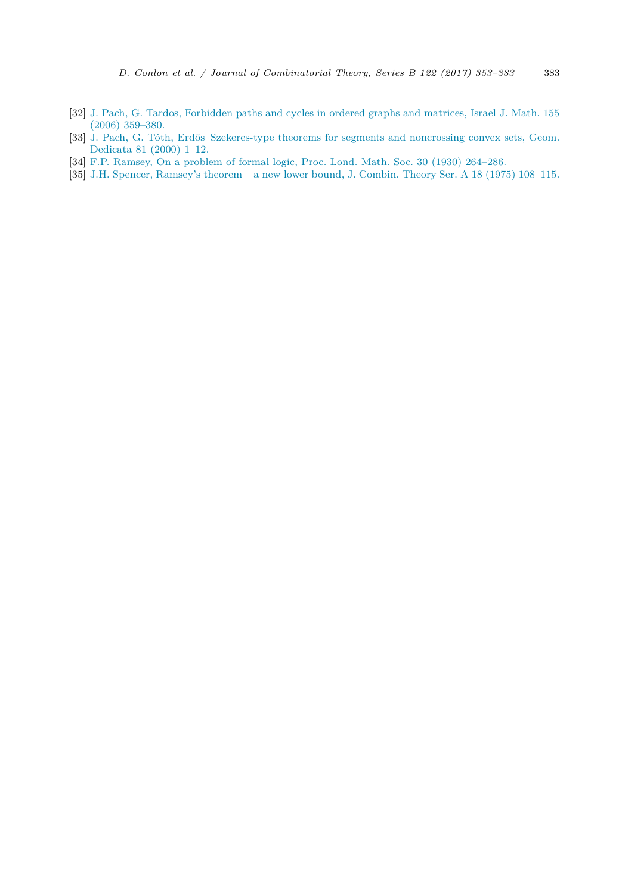[32] J. Pach, G. Tardos, Forbidden paths and cycles in ordered graphs and matrices, Israel J. Math. 155 (2006) 359–380.

[33] J. Pach, G. Tóth, Erdős–Szekeres-type theorems for segments and noncrossing convex sets, Geom. Dedicata 81 (2000) 1–12.

[34] F.P. Ramsey, On a problem of formal logic, Proc. Lond. Math. Soc. 30 (1930) 264–286.

[35] J.H. Spencer, Ramsey's theorem – a new lower bound, J. Combin. Theory Ser. A 18 (1975) 108–115.